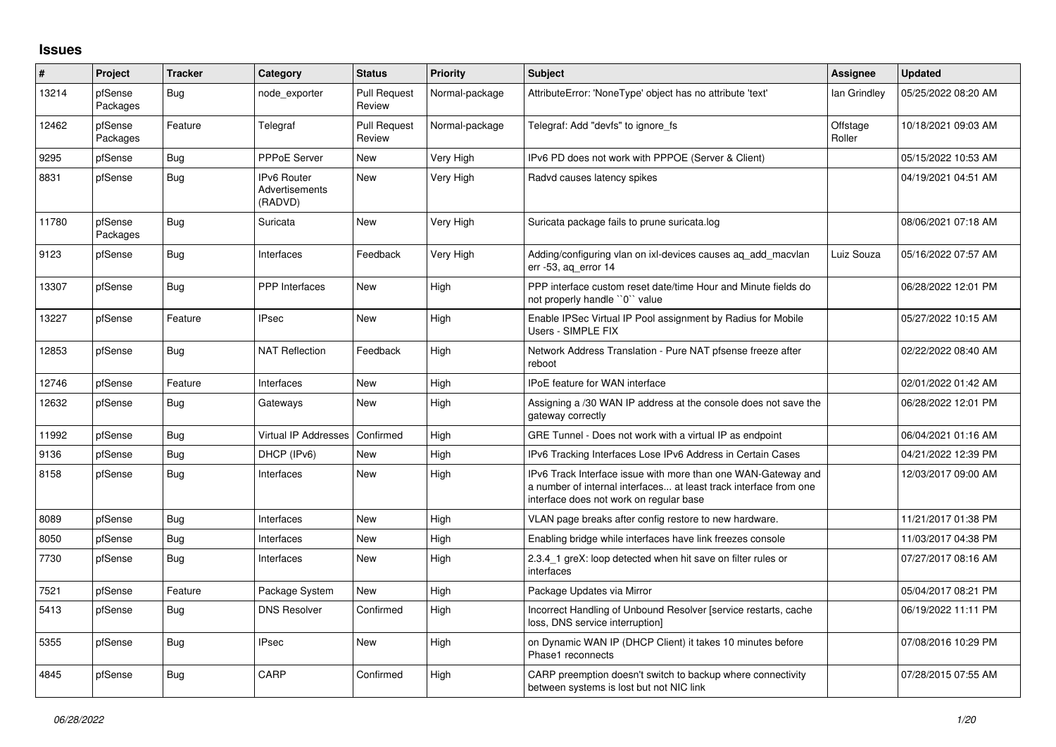## Issues

| # | Project | Tracker | Category | Status | Priority | Subject | Assignee | Updated |
|---|---|---|---|---|---|---|---|---|
| 13214 | pfSense Packages | Bug | node_exporter | Pull Request Review | Normal-package | AttributeError: 'NoneType' object has no attribute 'text' | Ian Grindley | 05/25/2022 08:20 AM |
| 12462 | pfSense Packages | Feature | Telegraf | Pull Request Review | Normal-package | Telegraf: Add "devfs" to ignore_fs | Offstage Roller | 10/18/2021 09:03 AM |
| 9295 | pfSense | Bug | PPPoE Server | New | Very High | IPv6 PD does not work with PPPOE (Server & Client) | | 05/15/2022 10:53 AM |
| 8831 | pfSense | Bug | IPv6 Router Advertisements (RADVD) | New | Very High | Radvd causes latency spikes | | 04/19/2021 04:51 AM |
| 11780 | pfSense Packages | Bug | Suricata | New | Very High | Suricata package fails to prune suricata.log | | 08/06/2021 07:18 AM |
| 9123 | pfSense | Bug | Interfaces | Feedback | Very High | Adding/configuring vlan on ixl-devices causes aq_add_macvlan err -53, aq_error 14 | Luiz Souza | 05/16/2022 07:57 AM |
| 13307 | pfSense | Bug | PPP Interfaces | New | High | PPP interface custom reset date/time Hour and Minute fields do not properly handle ``0`` value | | 06/28/2022 12:01 PM |
| 13227 | pfSense | Feature | IPsec | New | High | Enable IPSec Virtual IP Pool assignment by Radius for Mobile Users - SIMPLE FIX | | 05/27/2022 10:15 AM |
| 12853 | pfSense | Bug | NAT Reflection | Feedback | High | Network Address Translation - Pure NAT pfsense freeze after reboot | | 02/22/2022 08:40 AM |
| 12746 | pfSense | Feature | Interfaces | New | High | IPoE feature for WAN interface | | 02/01/2022 01:42 AM |
| 12632 | pfSense | Bug | Gateways | New | High | Assigning a /30 WAN IP address at the console does not save the gateway correctly | | 06/28/2022 12:01 PM |
| 11992 | pfSense | Bug | Virtual IP Addresses | Confirmed | High | GRE Tunnel - Does not work with a virtual IP as endpoint | | 06/04/2021 01:16 AM |
| 9136 | pfSense | Bug | DHCP (IPv6) | New | High | IPv6 Tracking Interfaces Lose IPv6 Address in Certain Cases | | 04/21/2022 12:39 PM |
| 8158 | pfSense | Bug | Interfaces | New | High | IPv6 Track Interface issue with more than one WAN-Gateway and a number of internal interfaces... at least track interface from one interface does not work on regular base | | 12/03/2017 09:00 AM |
| 8089 | pfSense | Bug | Interfaces | New | High | VLAN page breaks after config restore to new hardware. | | 11/21/2017 01:38 PM |
| 8050 | pfSense | Bug | Interfaces | New | High | Enabling bridge while interfaces have link freezes console | | 11/03/2017 04:38 PM |
| 7730 | pfSense | Bug | Interfaces | New | High | 2.3.4_1 greX: loop detected when hit save on filter rules or interfaces | | 07/27/2017 08:16 AM |
| 7521 | pfSense | Feature | Package System | New | High | Package Updates via Mirror | | 05/04/2017 08:21 PM |
| 5413 | pfSense | Bug | DNS Resolver | Confirmed | High | Incorrect Handling of Unbound Resolver [service restarts, cache loss, DNS service interruption] | | 06/19/2022 11:11 PM |
| 5355 | pfSense | Bug | IPsec | New | High | on Dynamic WAN IP (DHCP Client) it takes 10 minutes before Phase1 reconnects | | 07/08/2016 10:29 PM |
| 4845 | pfSense | Bug | CARP | Confirmed | High | CARP preemption doesn't switch to backup where connectivity between systems is lost but not NIC link | | 07/28/2015 07:55 AM |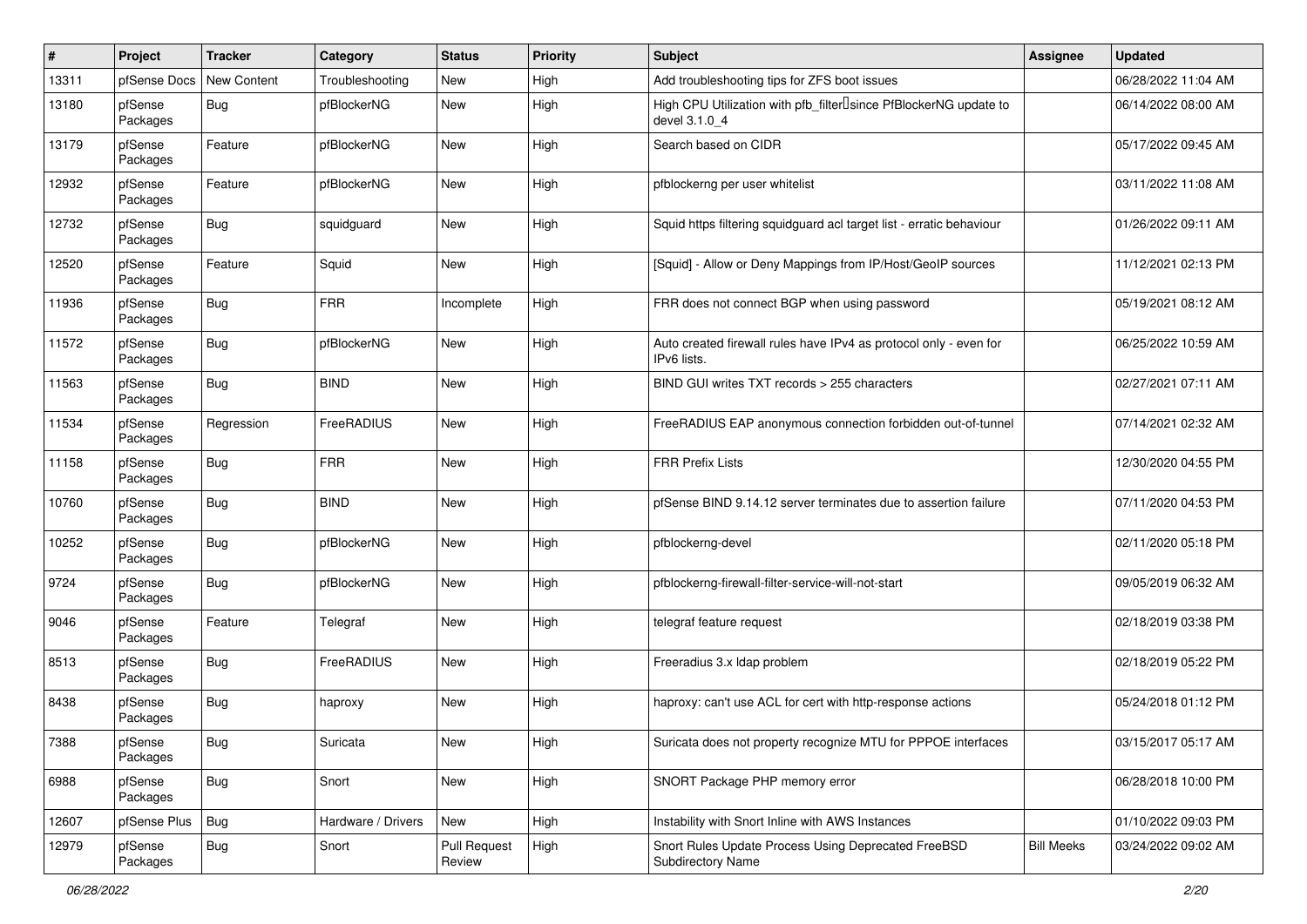| # | Project | Tracker | Category | Status | Priority | Subject | Assignee | Updated |
|---|---|---|---|---|---|---|---|---|
| 13311 | pfSense Docs | New Content | Troubleshooting | New | High | Add troubleshooting tips for ZFS boot issues | | 06/28/2022 11:04 AM |
| 13180 | pfSense Packages | Bug | pfBlockerNG | New | High | High CPU Utilization with pfb_filter since PfBlockerNG update to devel 3.1.0_4 | | 06/14/2022 08:00 AM |
| 13179 | pfSense Packages | Feature | pfBlockerNG | New | High | Search based on CIDR | | 05/17/2022 09:45 AM |
| 12932 | pfSense Packages | Feature | pfBlockerNG | New | High | pfblockerng per user whitelist | | 03/11/2022 11:08 AM |
| 12732 | pfSense Packages | Bug | squidguard | New | High | Squid https filtering squidguard acl target list - erratic behaviour | | 01/26/2022 09:11 AM |
| 12520 | pfSense Packages | Feature | Squid | New | High | [Squid] - Allow or Deny Mappings from IP/Host/GeoIP sources | | 11/12/2021 02:13 PM |
| 11936 | pfSense Packages | Bug | FRR | Incomplete | High | FRR does not connect BGP when using password | | 05/19/2021 08:12 AM |
| 11572 | pfSense Packages | Bug | pfBlockerNG | New | High | Auto created firewall rules have IPv4 as protocol only - even for IPv6 lists. | | 06/25/2022 10:59 AM |
| 11563 | pfSense Packages | Bug | BIND | New | High | BIND GUI writes TXT records > 255 characters | | 02/27/2021 07:11 AM |
| 11534 | pfSense Packages | Regression | FreeRADIUS | New | High | FreeRADIUS EAP anonymous connection forbidden out-of-tunnel | | 07/14/2021 02:32 AM |
| 11158 | pfSense Packages | Bug | FRR | New | High | FRR Prefix Lists | | 12/30/2020 04:55 PM |
| 10760 | pfSense Packages | Bug | BIND | New | High | pfSense BIND 9.14.12 server terminates due to assertion failure | | 07/11/2020 04:53 PM |
| 10252 | pfSense Packages | Bug | pfBlockerNG | New | High | pfblockerng-devel | | 02/11/2020 05:18 PM |
| 9724 | pfSense Packages | Bug | pfBlockerNG | New | High | pfblockerng-firewall-filter-service-will-not-start | | 09/05/2019 06:32 AM |
| 9046 | pfSense Packages | Feature | Telegraf | New | High | telegraf feature request | | 02/18/2019 03:38 PM |
| 8513 | pfSense Packages | Bug | FreeRADIUS | New | High | Freeradius 3.x ldap problem | | 02/18/2019 05:22 PM |
| 8438 | pfSense Packages | Bug | haproxy | New | High | haproxy: can't use ACL for cert with http-response actions | | 05/24/2018 01:12 PM |
| 7388 | pfSense Packages | Bug | Suricata | New | High | Suricata does not property recognize MTU for PPPOE interfaces | | 03/15/2017 05:17 AM |
| 6988 | pfSense Packages | Bug | Snort | New | High | SNORT Package PHP memory error | | 06/28/2018 10:00 PM |
| 12607 | pfSense Plus | Bug | Hardware / Drivers | New | High | Instability with Snort Inline with AWS Instances | | 01/10/2022 09:03 PM |
| 12979 | pfSense Packages | Bug | Snort | Pull Request Review | High | Snort Rules Update Process Using Deprecated FreeBSD Subdirectory Name | Bill Meeks | 03/24/2022 09:02 AM |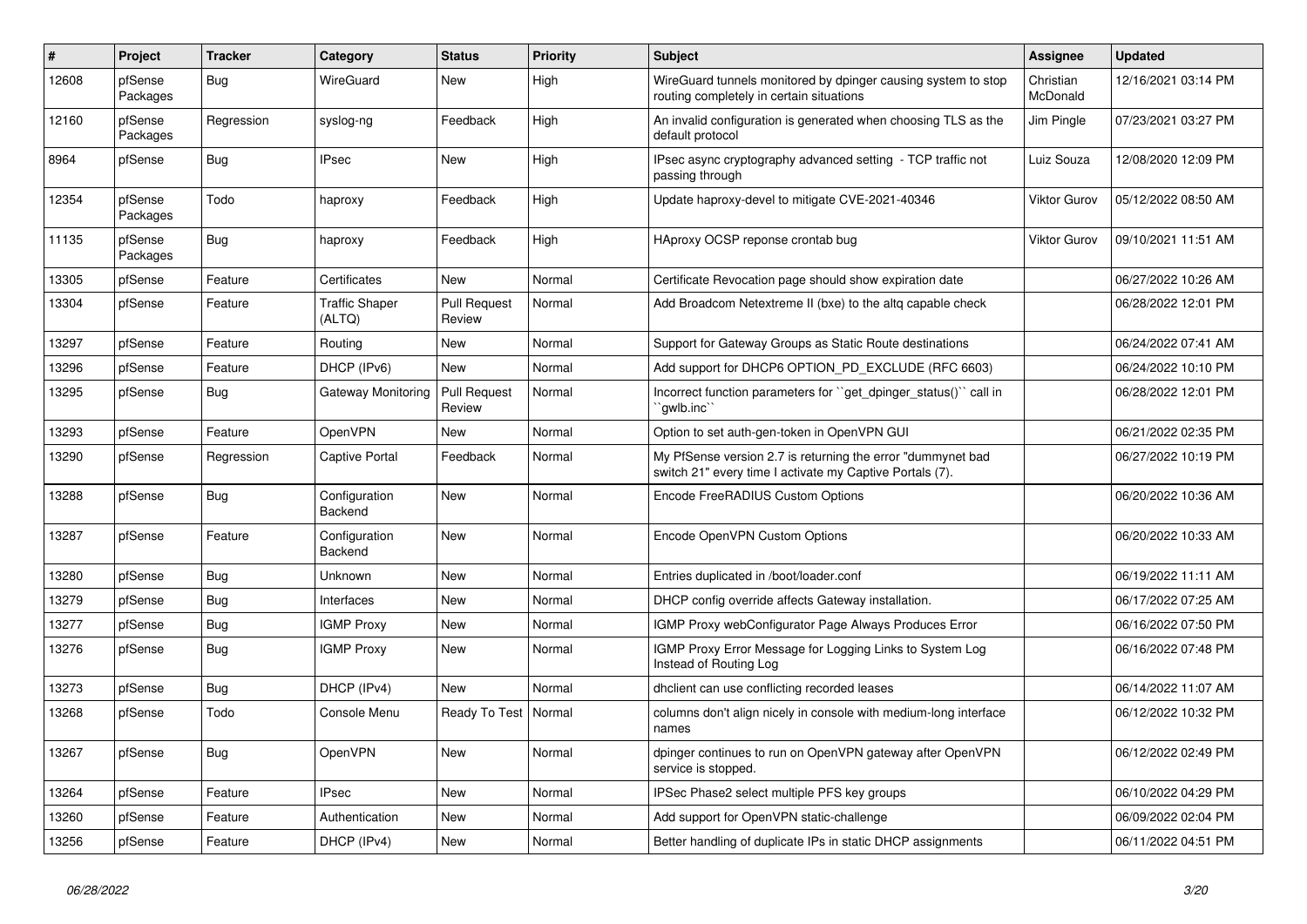| # | Project | Tracker | Category | Status | Priority | Subject | Assignee | Updated |
|---|---|---|---|---|---|---|---|---|
| 12608 | pfSense Packages | Bug | WireGuard | New | High | WireGuard tunnels monitored by dpinger causing system to stop routing completely in certain situations | Christian McDonald | 12/16/2021 03:14 PM |
| 12160 | pfSense Packages | Regression | syslog-ng | Feedback | High | An invalid configuration is generated when choosing TLS as the default protocol | Jim Pingle | 07/23/2021 03:27 PM |
| 8964 | pfSense | Bug | IPsec | New | High | IPsec async cryptography advanced setting - TCP traffic not passing through | Luiz Souza | 12/08/2020 12:09 PM |
| 12354 | pfSense Packages | Todo | haproxy | Feedback | High | Update haproxy-devel to mitigate CVE-2021-40346 | Viktor Gurov | 05/12/2022 08:50 AM |
| 11135 | pfSense Packages | Bug | haproxy | Feedback | High | HAproxy OCSP reponse crontab bug | Viktor Gurov | 09/10/2021 11:51 AM |
| 13305 | pfSense | Feature | Certificates | New | Normal | Certificate Revocation page should show expiration date | | 06/27/2022 10:26 AM |
| 13304 | pfSense | Feature | Traffic Shaper (ALTQ) | Pull Request Review | Normal | Add Broadcom Netextreme II (bxe) to the altq capable check | | 06/28/2022 12:01 PM |
| 13297 | pfSense | Feature | Routing | New | Normal | Support for Gateway Groups as Static Route destinations | | 06/24/2022 07:41 AM |
| 13296 | pfSense | Feature | DHCP (IPv6) | New | Normal | Add support for DHCP6 OPTION_PD_EXCLUDE (RFC 6603) | | 06/24/2022 10:10 PM |
| 13295 | pfSense | Bug | Gateway Monitoring | Pull Request Review | Normal | Incorrect function parameters for ``get_dpinger_status()`` call in ``gwlb.inc`` | | 06/28/2022 12:01 PM |
| 13293 | pfSense | Feature | OpenVPN | New | Normal | Option to set auth-gen-token in OpenVPN GUI | | 06/21/2022 02:35 PM |
| 13290 | pfSense | Regression | Captive Portal | Feedback | Normal | My PfSense version 2.7 is returning the error "dummynet bad switch 21" every time I activate my Captive Portals (7). | | 06/27/2022 10:19 PM |
| 13288 | pfSense | Bug | Configuration Backend | New | Normal | Encode FreeRADIUS Custom Options | | 06/20/2022 10:36 AM |
| 13287 | pfSense | Feature | Configuration Backend | New | Normal | Encode OpenVPN Custom Options | | 06/20/2022 10:33 AM |
| 13280 | pfSense | Bug | Unknown | New | Normal | Entries duplicated in /boot/loader.conf | | 06/19/2022 11:11 AM |
| 13279 | pfSense | Bug | Interfaces | New | Normal | DHCP config override affects Gateway installation. | | 06/17/2022 07:25 AM |
| 13277 | pfSense | Bug | IGMP Proxy | New | Normal | IGMP Proxy webConfigurator Page Always Produces Error | | 06/16/2022 07:50 PM |
| 13276 | pfSense | Bug | IGMP Proxy | New | Normal | IGMP Proxy Error Message for Logging Links to System Log Instead of Routing Log | | 06/16/2022 07:48 PM |
| 13273 | pfSense | Bug | DHCP (IPv4) | New | Normal | dhclient can use conflicting recorded leases | | 06/14/2022 11:07 AM |
| 13268 | pfSense | Todo | Console Menu | Ready To Test | Normal | columns don't align nicely in console with medium-long interface names | | 06/12/2022 10:32 PM |
| 13267 | pfSense | Bug | OpenVPN | New | Normal | dpinger continues to run on OpenVPN gateway after OpenVPN service is stopped. | | 06/12/2022 02:49 PM |
| 13264 | pfSense | Feature | IPsec | New | Normal | IPSec Phase2 select multiple PFS key groups | | 06/10/2022 04:29 PM |
| 13260 | pfSense | Feature | Authentication | New | Normal | Add support for OpenVPN static-challenge | | 06/09/2022 02:04 PM |
| 13256 | pfSense | Feature | DHCP (IPv4) | New | Normal | Better handling of duplicate IPs in static DHCP assignments | | 06/11/2022 04:51 PM |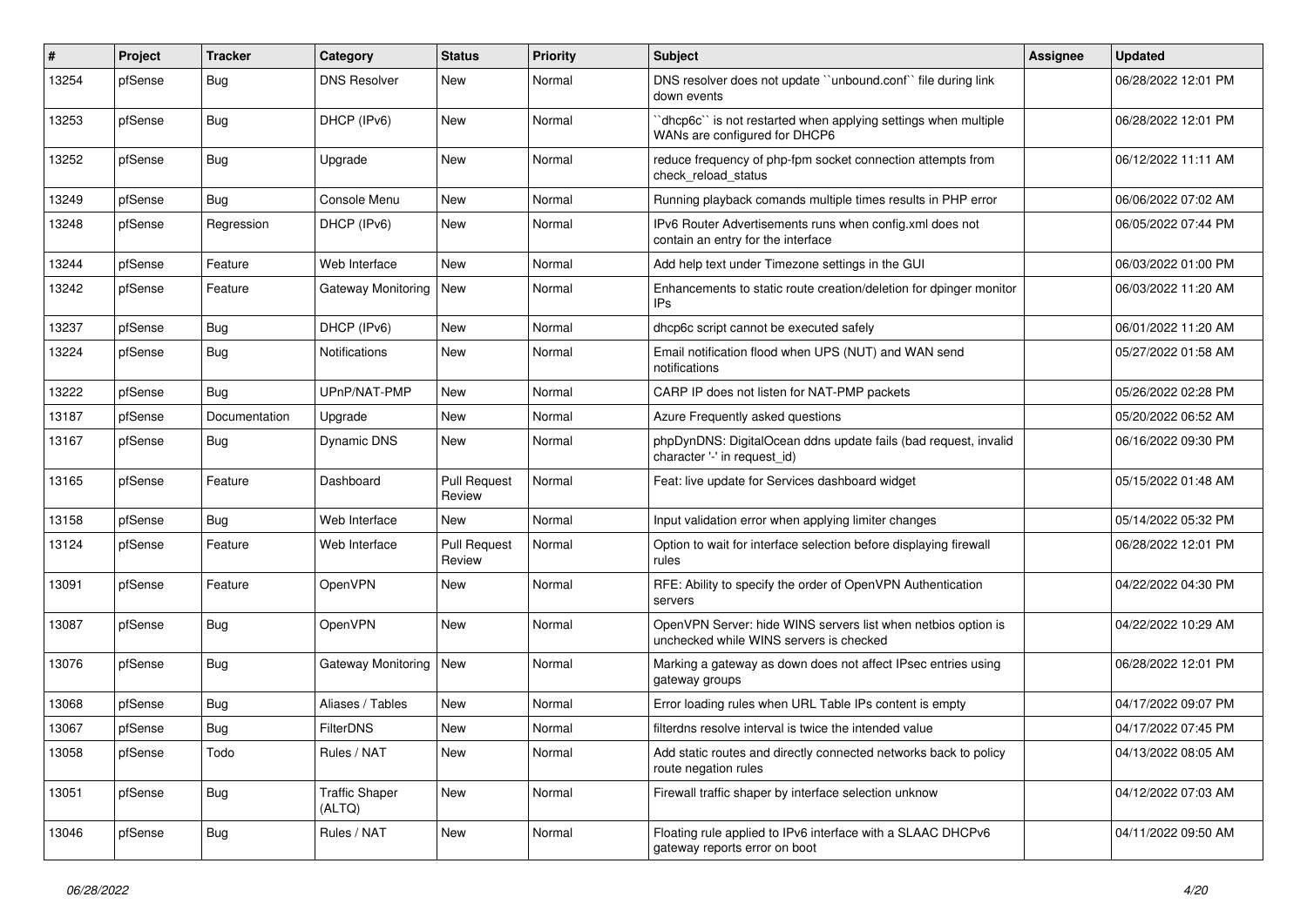| # | Project | Tracker | Category | Status | Priority | Subject | Assignee | Updated |
| --- | --- | --- | --- | --- | --- | --- | --- | --- |
| 13254 | pfSense | Bug | DNS Resolver | New | Normal | DNS resolver does not update ``unbound.conf`` file during link down events | | 06/28/2022 12:01 PM |
| 13253 | pfSense | Bug | DHCP (IPv6) | New | Normal | ``dhcp6c`` is not restarted when applying settings when multiple WANs are configured for DHCP6 | | 06/28/2022 12:01 PM |
| 13252 | pfSense | Bug | Upgrade | New | Normal | reduce frequency of php-fpm socket connection attempts from check_reload_status | | 06/12/2022 11:11 AM |
| 13249 | pfSense | Bug | Console Menu | New | Normal | Running playback comands multiple times results in PHP error | | 06/06/2022 07:02 AM |
| 13248 | pfSense | Regression | DHCP (IPv6) | New | Normal | IPv6 Router Advertisements runs when config.xml does not contain an entry for the interface | | 06/05/2022 07:44 PM |
| 13244 | pfSense | Feature | Web Interface | New | Normal | Add help text under Timezone settings in the GUI | | 06/03/2022 01:00 PM |
| 13242 | pfSense | Feature | Gateway Monitoring | New | Normal | Enhancements to static route creation/deletion for dpinger monitor IPs | | 06/03/2022 11:20 AM |
| 13237 | pfSense | Bug | DHCP (IPv6) | New | Normal | dhcp6c script cannot be executed safely | | 06/01/2022 11:20 AM |
| 13224 | pfSense | Bug | Notifications | New | Normal | Email notification flood when UPS (NUT) and WAN send notifications | | 05/27/2022 01:58 AM |
| 13222 | pfSense | Bug | UPnP/NAT-PMP | New | Normal | CARP IP does not listen for NAT-PMP packets | | 05/26/2022 02:28 PM |
| 13187 | pfSense | Documentation | Upgrade | New | Normal | Azure Frequently asked questions | | 05/20/2022 06:52 AM |
| 13167 | pfSense | Bug | Dynamic DNS | New | Normal | phpDynDNS: DigitalOcean ddns update fails (bad request, invalid character '-' in request_id) | | 06/16/2022 09:30 PM |
| 13165 | pfSense | Feature | Dashboard | Pull Request Review | Normal | Feat: live update for Services dashboard widget | | 05/15/2022 01:48 AM |
| 13158 | pfSense | Bug | Web Interface | New | Normal | Input validation error when applying limiter changes | | 05/14/2022 05:32 PM |
| 13124 | pfSense | Feature | Web Interface | Pull Request Review | Normal | Option to wait for interface selection before displaying firewall rules | | 06/28/2022 12:01 PM |
| 13091 | pfSense | Feature | OpenVPN | New | Normal | RFE: Ability to specify the order of OpenVPN Authentication servers | | 04/22/2022 04:30 PM |
| 13087 | pfSense | Bug | OpenVPN | New | Normal | OpenVPN Server: hide WINS servers list when netbios option is unchecked while WINS servers is checked | | 04/22/2022 10:29 AM |
| 13076 | pfSense | Bug | Gateway Monitoring | New | Normal | Marking a gateway as down does not affect IPsec entries using gateway groups | | 06/28/2022 12:01 PM |
| 13068 | pfSense | Bug | Aliases / Tables | New | Normal | Error loading rules when URL Table IPs content is empty | | 04/17/2022 09:07 PM |
| 13067 | pfSense | Bug | FilterDNS | New | Normal | filterdns resolve interval is twice the intended value | | 04/17/2022 07:45 PM |
| 13058 | pfSense | Todo | Rules / NAT | New | Normal | Add static routes and directly connected networks back to policy route negation rules | | 04/13/2022 08:05 AM |
| 13051 | pfSense | Bug | Traffic Shaper (ALTQ) | New | Normal | Firewall traffic shaper by interface selection unknow | | 04/12/2022 07:03 AM |
| 13046 | pfSense | Bug | Rules / NAT | New | Normal | Floating rule applied to IPv6 interface with a SLAAC DHCPv6 gateway reports error on boot | | 04/11/2022 09:50 AM |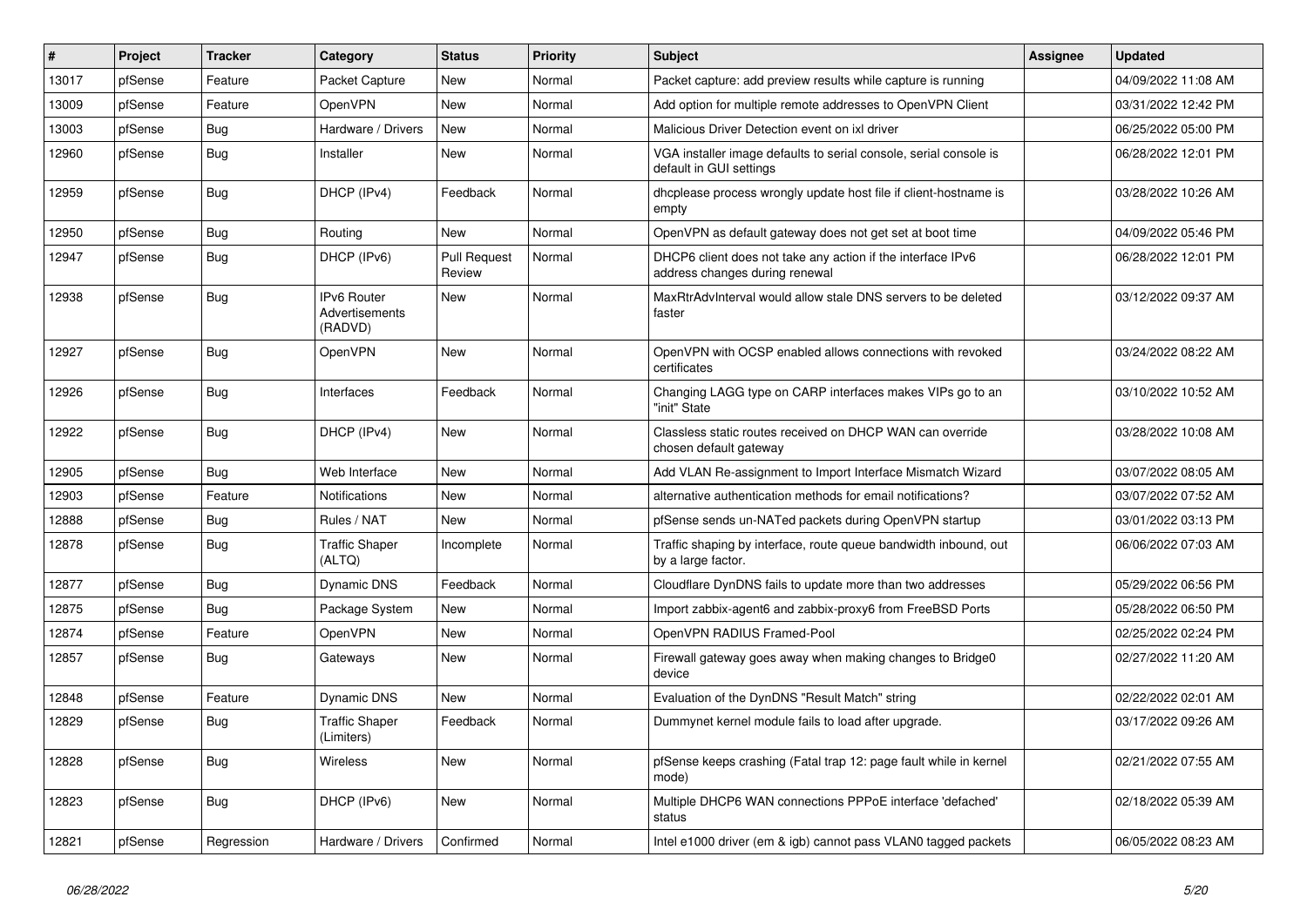| # | Project | Tracker | Category | Status | Priority | Subject | Assignee | Updated |
|---|---|---|---|---|---|---|---|---|
| 13017 | pfSense | Feature | Packet Capture | New | Normal | Packet capture: add preview results while capture is running | | 04/09/2022 11:08 AM |
| 13009 | pfSense | Feature | OpenVPN | New | Normal | Add option for multiple remote addresses to OpenVPN Client | | 03/31/2022 12:42 PM |
| 13003 | pfSense | Bug | Hardware / Drivers | New | Normal | Malicious Driver Detection event on ixl driver | | 06/25/2022 05:00 PM |
| 12960 | pfSense | Bug | Installer | New | Normal | VGA installer image defaults to serial console, serial console is default in GUI settings | | 06/28/2022 12:01 PM |
| 12959 | pfSense | Bug | DHCP (IPv4) | Feedback | Normal | dhcplease process wrongly update host file if client-hostname is empty | | 03/28/2022 10:26 AM |
| 12950 | pfSense | Bug | Routing | New | Normal | OpenVPN as default gateway does not get set at boot time | | 04/09/2022 05:46 PM |
| 12947 | pfSense | Bug | DHCP (IPv6) | Pull Request Review | Normal | DHCP6 client does not take any action if the interface IPv6 address changes during renewal | | 06/28/2022 12:01 PM |
| 12938 | pfSense | Bug | IPv6 Router Advertisements (RADVD) | New | Normal | MaxRtrAdvInterval would allow stale DNS servers to be deleted faster | | 03/12/2022 09:37 AM |
| 12927 | pfSense | Bug | OpenVPN | New | Normal | OpenVPN with OCSP enabled allows connections with revoked certificates | | 03/24/2022 08:22 AM |
| 12926 | pfSense | Bug | Interfaces | Feedback | Normal | Changing LAGG type on CARP interfaces makes VIPs go to an "init" State | | 03/10/2022 10:52 AM |
| 12922 | pfSense | Bug | DHCP (IPv4) | New | Normal | Classless static routes received on DHCP WAN can override chosen default gateway | | 03/28/2022 10:08 AM |
| 12905 | pfSense | Bug | Web Interface | New | Normal | Add VLAN Re-assignment to Import Interface Mismatch Wizard | | 03/07/2022 08:05 AM |
| 12903 | pfSense | Feature | Notifications | New | Normal | alternative authentication methods for email notifications? | | 03/07/2022 07:52 AM |
| 12888 | pfSense | Bug | Rules / NAT | New | Normal | pfSense sends un-NATed packets during OpenVPN startup | | 03/01/2022 03:13 PM |
| 12878 | pfSense | Bug | Traffic Shaper (ALTQ) | Incomplete | Normal | Traffic shaping by interface, route queue bandwidth inbound, out by a large factor. | | 06/06/2022 07:03 AM |
| 12877 | pfSense | Bug | Dynamic DNS | Feedback | Normal | Cloudflare DynDNS fails to update more than two addresses | | 05/29/2022 06:56 PM |
| 12875 | pfSense | Bug | Package System | New | Normal | Import zabbix-agent6 and zabbix-proxy6 from FreeBSD Ports | | 05/28/2022 06:50 PM |
| 12874 | pfSense | Feature | OpenVPN | New | Normal | OpenVPN RADIUS Framed-Pool | | 02/25/2022 02:24 PM |
| 12857 | pfSense | Bug | Gateways | New | Normal | Firewall gateway goes away when making changes to Bridge0 device | | 02/27/2022 11:20 AM |
| 12848 | pfSense | Feature | Dynamic DNS | New | Normal | Evaluation of the DynDNS "Result Match" string | | 02/22/2022 02:01 AM |
| 12829 | pfSense | Bug | Traffic Shaper (Limiters) | Feedback | Normal | Dummynet kernel module fails to load after upgrade. | | 03/17/2022 09:26 AM |
| 12828 | pfSense | Bug | Wireless | New | Normal | pfSense keeps crashing (Fatal trap 12: page fault while in kernel mode) | | 02/21/2022 07:55 AM |
| 12823 | pfSense | Bug | DHCP (IPv6) | New | Normal | Multiple DHCP6 WAN connections PPPoE interface 'defached' status | | 02/18/2022 05:39 AM |
| 12821 | pfSense | Regression | Hardware / Drivers | Confirmed | Normal | Intel e1000 driver (em & igb) cannot pass VLAN0 tagged packets | | 06/05/2022 08:23 AM |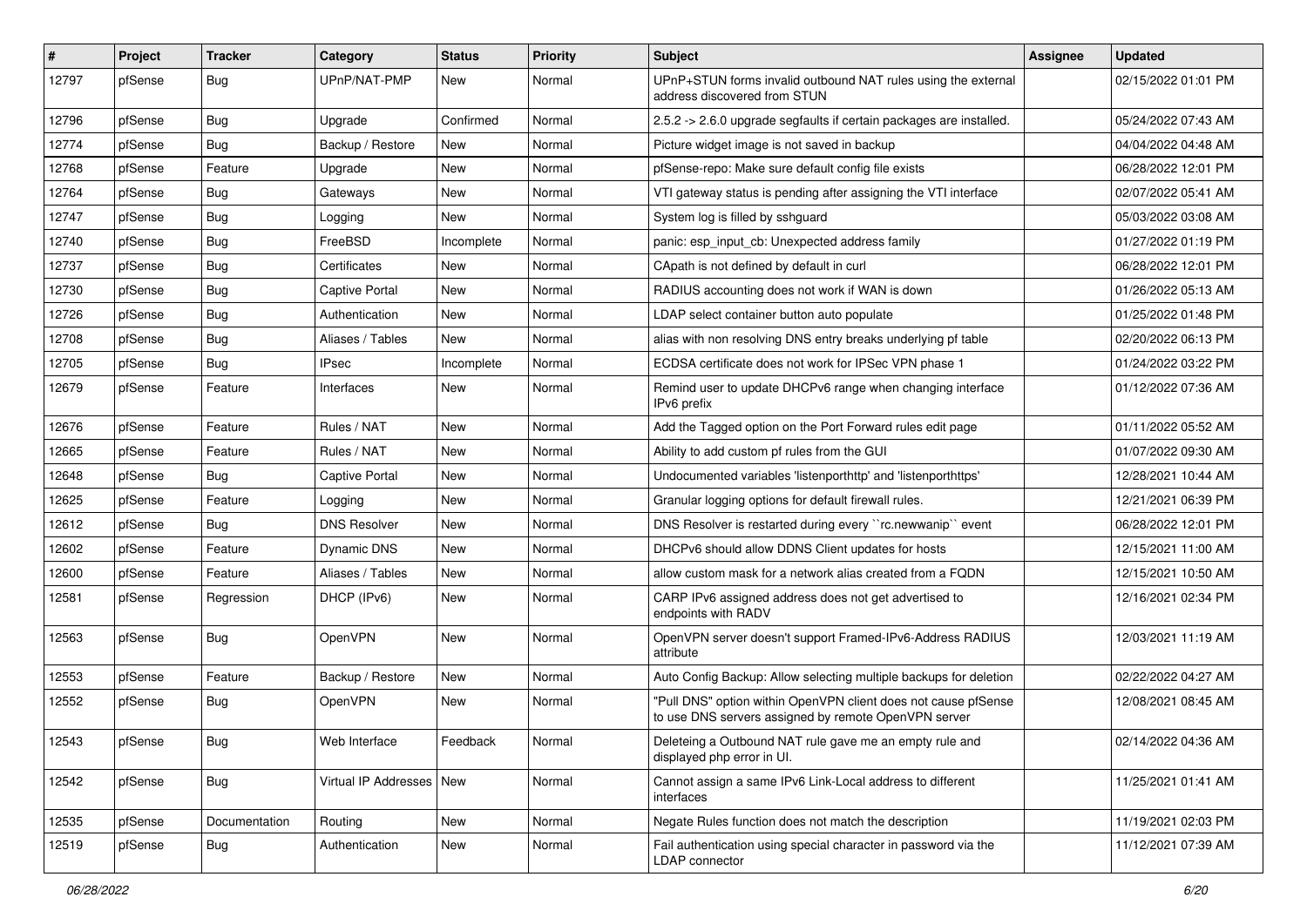| # | Project | Tracker | Category | Status | Priority | Subject | Assignee | Updated |
|---|---|---|---|---|---|---|---|---|
| 12797 | pfSense | Bug | UPnP/NAT-PMP | New | Normal | UPnP+STUN forms invalid outbound NAT rules using the external address discovered from STUN | | 02/15/2022 01:01 PM |
| 12796 | pfSense | Bug | Upgrade | Confirmed | Normal | 2.5.2 -> 2.6.0 upgrade segfaults if certain packages are installed. | | 05/24/2022 07:43 AM |
| 12774 | pfSense | Bug | Backup / Restore | New | Normal | Picture widget image is not saved in backup | | 04/04/2022 04:48 AM |
| 12768 | pfSense | Feature | Upgrade | New | Normal | pfSense-repo: Make sure default config file exists | | 06/28/2022 12:01 PM |
| 12764 | pfSense | Bug | Gateways | New | Normal | VTI gateway status is pending after assigning the VTI interface | | 02/07/2022 05:41 AM |
| 12747 | pfSense | Bug | Logging | New | Normal | System log is filled by sshguard | | 05/03/2022 03:08 AM |
| 12740 | pfSense | Bug | FreeBSD | Incomplete | Normal | panic: esp_input_cb: Unexpected address family | | 01/27/2022 01:19 PM |
| 12737 | pfSense | Bug | Certificates | New | Normal | CApath is not defined by default in curl | | 06/28/2022 12:01 PM |
| 12730 | pfSense | Bug | Captive Portal | New | Normal | RADIUS accounting does not work if WAN is down | | 01/26/2022 05:13 AM |
| 12726 | pfSense | Bug | Authentication | New | Normal | LDAP select container button auto populate | | 01/25/2022 01:48 PM |
| 12708 | pfSense | Bug | Aliases / Tables | New | Normal | alias with non resolving DNS entry breaks underlying pf table | | 02/20/2022 06:13 PM |
| 12705 | pfSense | Bug | IPsec | Incomplete | Normal | ECDSA certificate does not work for IPSec VPN phase 1 | | 01/24/2022 03:22 PM |
| 12679 | pfSense | Feature | Interfaces | New | Normal | Remind user to update DHCPv6 range when changing interface IPv6 prefix | | 01/12/2022 07:36 AM |
| 12676 | pfSense | Feature | Rules / NAT | New | Normal | Add the Tagged option on the Port Forward rules edit page | | 01/11/2022 05:52 AM |
| 12665 | pfSense | Feature | Rules / NAT | New | Normal | Ability to add custom pf rules from the GUI | | 01/07/2022 09:30 AM |
| 12648 | pfSense | Bug | Captive Portal | New | Normal | Undocumented variables 'listenporthttp' and 'listenporthttps' | | 12/28/2021 10:44 AM |
| 12625 | pfSense | Feature | Logging | New | Normal | Granular logging options for default firewall rules. | | 12/21/2021 06:39 PM |
| 12612 | pfSense | Bug | DNS Resolver | New | Normal | DNS Resolver is restarted during every ``rc.newwanip`` event | | 06/28/2022 12:01 PM |
| 12602 | pfSense | Feature | Dynamic DNS | New | Normal | DHCPv6 should allow DDNS Client updates for hosts | | 12/15/2021 11:00 AM |
| 12600 | pfSense | Feature | Aliases / Tables | New | Normal | allow custom mask for a network alias created from a FQDN | | 12/15/2021 10:50 AM |
| 12581 | pfSense | Regression | DHCP (IPv6) | New | Normal | CARP IPv6 assigned address does not get advertised to endpoints with RADV | | 12/16/2021 02:34 PM |
| 12563 | pfSense | Bug | OpenVPN | New | Normal | OpenVPN server doesn't support Framed-IPv6-Address RADIUS attribute | | 12/03/2021 11:19 AM |
| 12553 | pfSense | Feature | Backup / Restore | New | Normal | Auto Config Backup: Allow selecting multiple backups for deletion | | 02/22/2022 04:27 AM |
| 12552 | pfSense | Bug | OpenVPN | New | Normal | "Pull DNS" option within OpenVPN client does not cause pfSense to use DNS servers assigned by remote OpenVPN server | | 12/08/2021 08:45 AM |
| 12543 | pfSense | Bug | Web Interface | Feedback | Normal | Deleteing a Outbound NAT rule gave me an empty rule and displayed php error in UI. | | 02/14/2022 04:36 AM |
| 12542 | pfSense | Bug | Virtual IP Addresses | New | Normal | Cannot assign a same IPv6 Link-Local address to different interfaces | | 11/25/2021 01:41 AM |
| 12535 | pfSense | Documentation | Routing | New | Normal | Negate Rules function does not match the description | | 11/19/2021 02:03 PM |
| 12519 | pfSense | Bug | Authentication | New | Normal | Fail authentication using special character in password via the LDAP connector | | 11/12/2021 07:39 AM |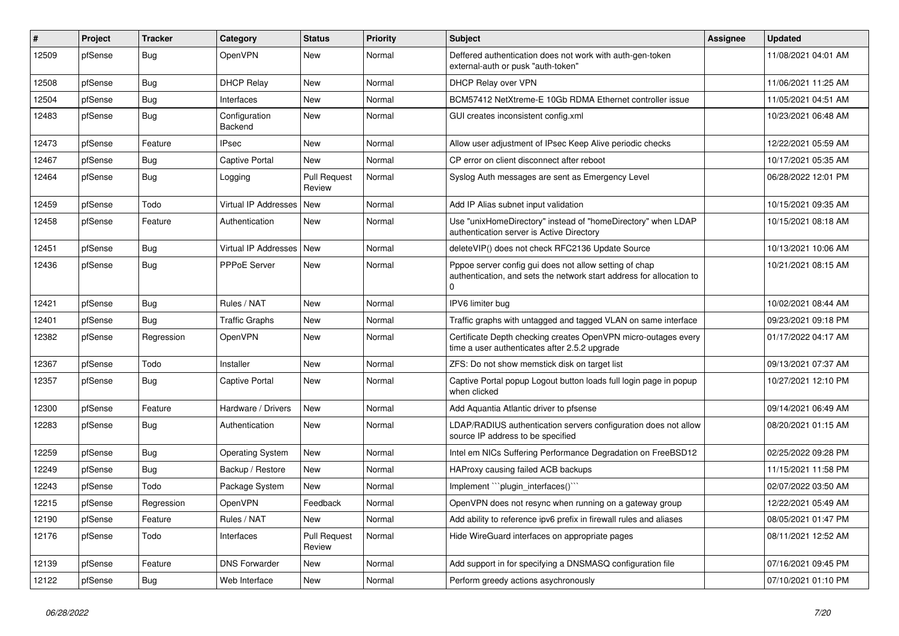| # | Project | Tracker | Category | Status | Priority | Subject | Assignee | Updated |
|---|---|---|---|---|---|---|---|---|
| 12509 | pfSense | Bug | OpenVPN | New | Normal | Deffered authentication does not work with auth-gen-token external-auth or pusk "auth-token" | | 11/08/2021 04:01 AM |
| 12508 | pfSense | Bug | DHCP Relay | New | Normal | DHCP Relay over VPN | | 11/06/2021 11:25 AM |
| 12504 | pfSense | Bug | Interfaces | New | Normal | BCM57412 NetXtreme-E 10Gb RDMA Ethernet controller issue | | 11/05/2021 04:51 AM |
| 12483 | pfSense | Bug | Configuration Backend | New | Normal | GUI creates inconsistent config.xml | | 10/23/2021 06:48 AM |
| 12473 | pfSense | Feature | IPsec | New | Normal | Allow user adjustment of IPsec Keep Alive periodic checks | | 12/22/2021 05:59 AM |
| 12467 | pfSense | Bug | Captive Portal | New | Normal | CP error on client disconnect after reboot | | 10/17/2021 05:35 AM |
| 12464 | pfSense | Bug | Logging | Pull Request Review | Normal | Syslog Auth messages are sent as Emergency Level | | 06/28/2022 12:01 PM |
| 12459 | pfSense | Todo | Virtual IP Addresses | New | Normal | Add IP Alias subnet input validation | | 10/15/2021 09:35 AM |
| 12458 | pfSense | Feature | Authentication | New | Normal | Use "unixHomeDirectory" instead of "homeDirectory" when LDAP authentication server is Active Directory | | 10/15/2021 08:18 AM |
| 12451 | pfSense | Bug | Virtual IP Addresses | New | Normal | deleteVIP() does not check RFC2136 Update Source | | 10/13/2021 10:06 AM |
| 12436 | pfSense | Bug | PPPoE Server | New | Normal | Pppoe server config gui does not allow setting of chap authentication, and sets the network start address for allocation to 0 | | 10/21/2021 08:15 AM |
| 12421 | pfSense | Bug | Rules / NAT | New | Normal | IPV6 limiter bug | | 10/02/2021 08:44 AM |
| 12401 | pfSense | Bug | Traffic Graphs | New | Normal | Traffic graphs with untagged and tagged VLAN on same interface | | 09/23/2021 09:18 PM |
| 12382 | pfSense | Regression | OpenVPN | New | Normal | Certificate Depth checking creates OpenVPN micro-outages every time a user authenticates after 2.5.2 upgrade | | 01/17/2022 04:17 AM |
| 12367 | pfSense | Todo | Installer | New | Normal | ZFS: Do not show memstick disk on target list | | 09/13/2021 07:37 AM |
| 12357 | pfSense | Bug | Captive Portal | New | Normal | Captive Portal popup Logout button loads full login page in popup when clicked | | 10/27/2021 12:10 PM |
| 12300 | pfSense | Feature | Hardware / Drivers | New | Normal | Add Aquantia Atlantic driver to pfsense | | 09/14/2021 06:49 AM |
| 12283 | pfSense | Bug | Authentication | New | Normal | LDAP/RADIUS authentication servers configuration does not allow source IP address to be specified | | 08/20/2021 01:15 AM |
| 12259 | pfSense | Bug | Operating System | New | Normal | Intel em NICs Suffering Performance Degradation on FreeBSD12 | | 02/25/2022 09:28 PM |
| 12249 | pfSense | Bug | Backup / Restore | New | Normal | HAProxy causing failed ACB backups | | 11/15/2021 11:58 PM |
| 12243 | pfSense | Todo | Package System | New | Normal | Implement ```plugin_interfaces()``` | | 02/07/2022 03:50 AM |
| 12215 | pfSense | Regression | OpenVPN | Feedback | Normal | OpenVPN does not resync when running on a gateway group | | 12/22/2021 05:49 AM |
| 12190 | pfSense | Feature | Rules / NAT | New | Normal | Add ability to reference ipv6 prefix in firewall rules and aliases | | 08/05/2021 01:47 PM |
| 12176 | pfSense | Todo | Interfaces | Pull Request Review | Normal | Hide WireGuard interfaces on appropriate pages | | 08/11/2021 12:52 AM |
| 12139 | pfSense | Feature | DNS Forwarder | New | Normal | Add support in for specifying a DNSMASQ configuration file | | 07/16/2021 09:45 PM |
| 12122 | pfSense | Bug | Web Interface | New | Normal | Perform greedy actions asychronously | | 07/10/2021 01:10 PM |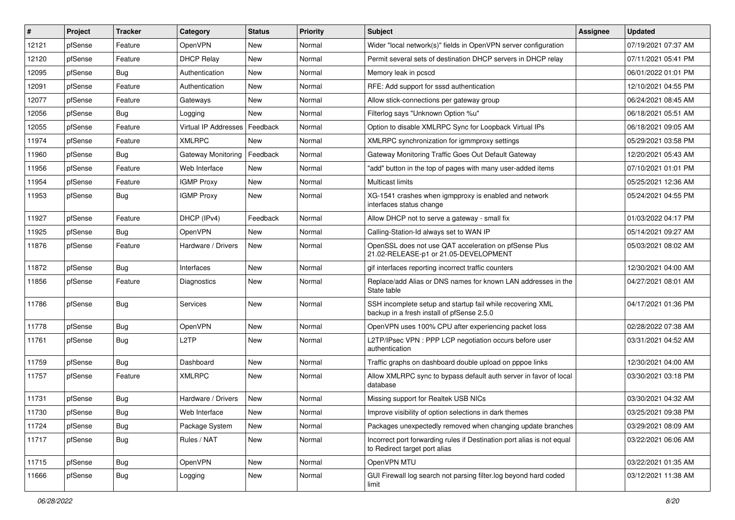| # | Project | Tracker | Category | Status | Priority | Subject | Assignee | Updated |
| --- | --- | --- | --- | --- | --- | --- | --- | --- |
| 12121 | pfSense | Feature | OpenVPN | New | Normal | Wider "local network(s)" fields in OpenVPN server configuration | | 07/19/2021 07:37 AM |
| 12120 | pfSense | Feature | DHCP Relay | New | Normal | Permit several sets of destination DHCP servers in DHCP relay | | 07/11/2021 05:41 PM |
| 12095 | pfSense | Bug | Authentication | New | Normal | Memory leak in pcscd | | 06/01/2022 01:01 PM |
| 12091 | pfSense | Feature | Authentication | New | Normal | RFE: Add support for sssd authentication | | 12/10/2021 04:55 PM |
| 12077 | pfSense | Feature | Gateways | New | Normal | Allow stick-connections per gateway group | | 06/24/2021 08:45 AM |
| 12056 | pfSense | Bug | Logging | New | Normal | Filterlog says "Unknown Option %u" | | 06/18/2021 05:51 AM |
| 12055 | pfSense | Feature | Virtual IP Addresses | Feedback | Normal | Option to disable XMLRPC Sync for Loopback Virtual IPs | | 06/18/2021 09:05 AM |
| 11974 | pfSense | Feature | XMLRPC | New | Normal | XMLRPC synchronization for igmmproxy settings | | 05/29/2021 03:58 PM |
| 11960 | pfSense | Bug | Gateway Monitoring | Feedback | Normal | Gateway Monitoring Traffic Goes Out Default Gateway | | 12/20/2021 05:43 AM |
| 11956 | pfSense | Feature | Web Interface | New | Normal | "add" button in the top of pages with many user-added items | | 07/10/2021 01:01 PM |
| 11954 | pfSense | Feature | IGMP Proxy | New | Normal | Multicast limits | | 05/25/2021 12:36 AM |
| 11953 | pfSense | Bug | IGMP Proxy | New | Normal | XG-1541 crashes when igmpproxy is enabled and network interfaces status change | | 05/24/2021 04:55 PM |
| 11927 | pfSense | Feature | DHCP (IPv4) | Feedback | Normal | Allow DHCP not to serve a gateway - small fix | | 01/03/2022 04:17 PM |
| 11925 | pfSense | Bug | OpenVPN | New | Normal | Calling-Station-Id always set to WAN IP | | 05/14/2021 09:27 AM |
| 11876 | pfSense | Feature | Hardware / Drivers | New | Normal | OpenSSL does not use QAT acceleration on pfSense Plus 21.02-RELEASE-p1 or 21.05-DEVELOPMENT | | 05/03/2021 08:02 AM |
| 11872 | pfSense | Bug | Interfaces | New | Normal | gif interfaces reporting incorrect traffic counters | | 12/30/2021 04:00 AM |
| 11856 | pfSense | Feature | Diagnostics | New | Normal | Replace/add Alias or DNS names for known LAN addresses in the State table | | 04/27/2021 08:01 AM |
| 11786 | pfSense | Bug | Services | New | Normal | SSH incomplete setup and startup fail while recovering XML backup in a fresh install of pfSense 2.5.0 | | 04/17/2021 01:36 PM |
| 11778 | pfSense | Bug | OpenVPN | New | Normal | OpenVPN uses 100% CPU after experiencing packet loss | | 02/28/2022 07:38 AM |
| 11761 | pfSense | Bug | L2TP | New | Normal | L2TP/IPsec VPN : PPP LCP negotiation occurs before user authentication | | 03/31/2021 04:52 AM |
| 11759 | pfSense | Bug | Dashboard | New | Normal | Traffic graphs on dashboard double upload on pppoe links | | 12/30/2021 04:00 AM |
| 11757 | pfSense | Feature | XMLRPC | New | Normal | Allow XMLRPC sync to bypass default auth server in favor of local database | | 03/30/2021 03:18 PM |
| 11731 | pfSense | Bug | Hardware / Drivers | New | Normal | Missing support for Realtek USB NICs | | 03/30/2021 04:32 AM |
| 11730 | pfSense | Bug | Web Interface | New | Normal | Improve visibility of option selections in dark themes | | 03/25/2021 09:38 PM |
| 11724 | pfSense | Bug | Package System | New | Normal | Packages unexpectedly removed when changing update branches | | 03/29/2021 08:09 AM |
| 11717 | pfSense | Bug | Rules / NAT | New | Normal | Incorrect port forwarding rules if Destination port alias is not equal to Redirect target port alias | | 03/22/2021 06:06 AM |
| 11715 | pfSense | Bug | OpenVPN | New | Normal | OpenVPN MTU | | 03/22/2021 01:35 AM |
| 11666 | pfSense | Bug | Logging | New | Normal | GUI Firewall log search not parsing filter.log beyond hard coded limit | | 03/12/2021 11:38 AM |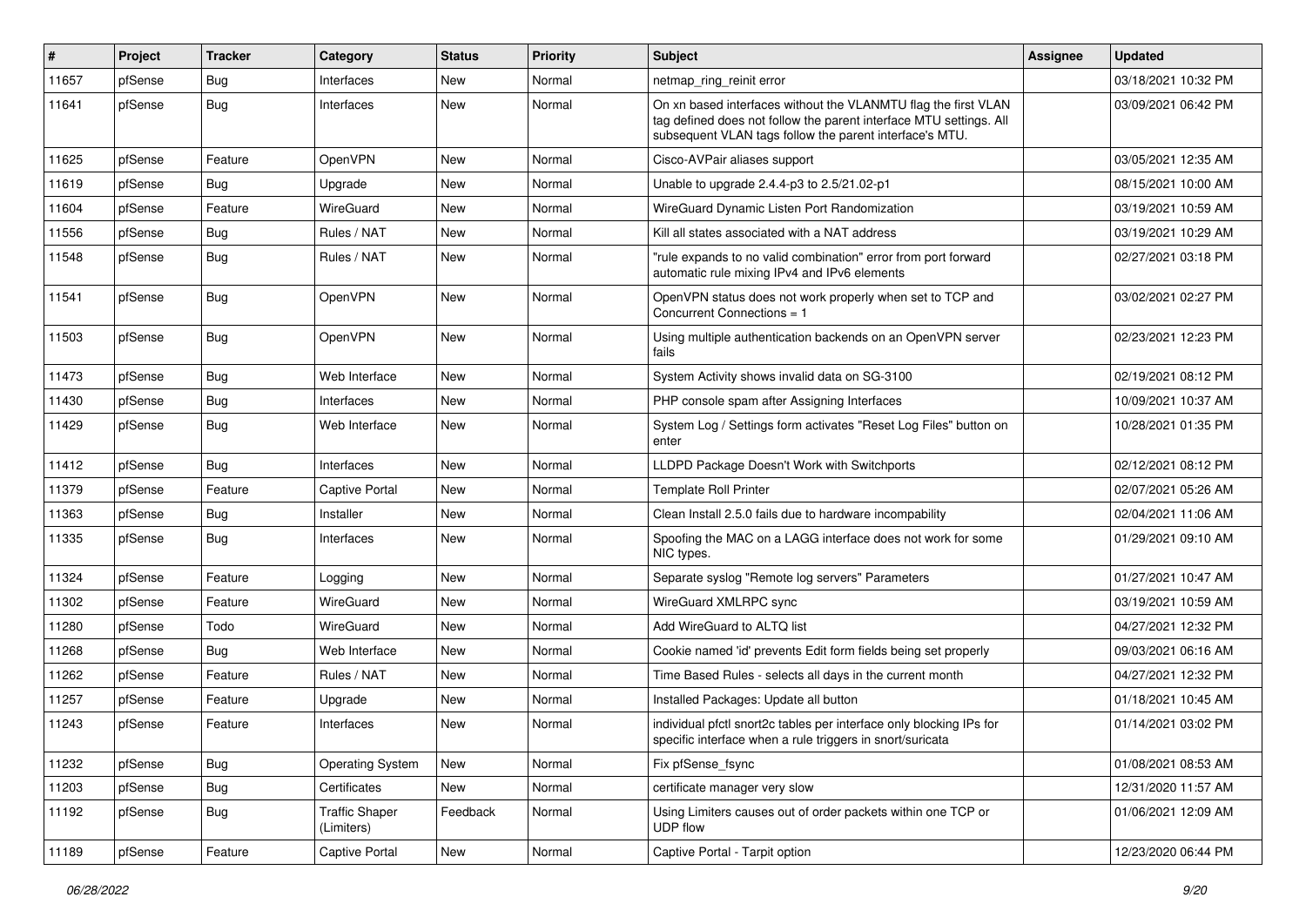| # | Project | Tracker | Category | Status | Priority | Subject | Assignee | Updated |
|---|---|---|---|---|---|---|---|---|
| 11657 | pfSense | Bug | Interfaces | New | Normal | netmap_ring_reinit error | | 03/18/2021 10:32 PM |
| 11641 | pfSense | Bug | Interfaces | New | Normal | On xn based interfaces without the VLANMTU flag the first VLAN tag defined does not follow the parent interface MTU settings. All subsequent VLAN tags follow the parent interface's MTU. | | 03/09/2021 06:42 PM |
| 11625 | pfSense | Feature | OpenVPN | New | Normal | Cisco-AVPair aliases support | | 03/05/2021 12:35 AM |
| 11619 | pfSense | Bug | Upgrade | New | Normal | Unable to upgrade 2.4.4-p3 to 2.5/21.02-p1 | | 08/15/2021 10:00 AM |
| 11604 | pfSense | Feature | WireGuard | New | Normal | WireGuard Dynamic Listen Port Randomization | | 03/19/2021 10:59 AM |
| 11556 | pfSense | Bug | Rules / NAT | New | Normal | Kill all states associated with a NAT address | | 03/19/2021 10:29 AM |
| 11548 | pfSense | Bug | Rules / NAT | New | Normal | "rule expands to no valid combination" error from port forward automatic rule mixing IPv4 and IPv6 elements | | 02/27/2021 03:18 PM |
| 11541 | pfSense | Bug | OpenVPN | New | Normal | OpenVPN status does not work properly when set to TCP and Concurrent Connections = 1 | | 03/02/2021 02:27 PM |
| 11503 | pfSense | Bug | OpenVPN | New | Normal | Using multiple authentication backends on an OpenVPN server fails | | 02/23/2021 12:23 PM |
| 11473 | pfSense | Bug | Web Interface | New | Normal | System Activity shows invalid data on SG-3100 | | 02/19/2021 08:12 PM |
| 11430 | pfSense | Bug | Interfaces | New | Normal | PHP console spam after Assigning Interfaces | | 10/09/2021 10:37 AM |
| 11429 | pfSense | Bug | Web Interface | New | Normal | System Log / Settings form activates "Reset Log Files" button on enter | | 10/28/2021 01:35 PM |
| 11412 | pfSense | Bug | Interfaces | New | Normal | LLDPD Package Doesn't Work with Switchports | | 02/12/2021 08:12 PM |
| 11379 | pfSense | Feature | Captive Portal | New | Normal | Template Roll Printer | | 02/07/2021 05:26 AM |
| 11363 | pfSense | Bug | Installer | New | Normal | Clean Install 2.5.0 fails due to hardware incompability | | 02/04/2021 11:06 AM |
| 11335 | pfSense | Bug | Interfaces | New | Normal | Spoofing the MAC on a LAGG interface does not work for some NIC types. | | 01/29/2021 09:10 AM |
| 11324 | pfSense | Feature | Logging | New | Normal | Separate syslog "Remote log servers" Parameters | | 01/27/2021 10:47 AM |
| 11302 | pfSense | Feature | WireGuard | New | Normal | WireGuard XMLRPC sync | | 03/19/2021 10:59 AM |
| 11280 | pfSense | Todo | WireGuard | New | Normal | Add WireGuard to ALTQ list | | 04/27/2021 12:32 PM |
| 11268 | pfSense | Bug | Web Interface | New | Normal | Cookie named 'id' prevents Edit form fields being set properly | | 09/03/2021 06:16 AM |
| 11262 | pfSense | Feature | Rules / NAT | New | Normal | Time Based Rules - selects all days in the current month | | 04/27/2021 12:32 PM |
| 11257 | pfSense | Feature | Upgrade | New | Normal | Installed Packages: Update all button | | 01/18/2021 10:45 AM |
| 11243 | pfSense | Feature | Interfaces | New | Normal | individual pfctl snort2c tables per interface only blocking IPs for specific interface when a rule triggers in snort/suricata | | 01/14/2021 03:02 PM |
| 11232 | pfSense | Bug | Operating System | New | Normal | Fix pfSense_fsync | | 01/08/2021 08:53 AM |
| 11203 | pfSense | Bug | Certificates | New | Normal | certificate manager very slow | | 12/31/2020 11:57 AM |
| 11192 | pfSense | Bug | Traffic Shaper (Limiters) | Feedback | Normal | Using Limiters causes out of order packets within one TCP or UDP flow | | 01/06/2021 12:09 AM |
| 11189 | pfSense | Feature | Captive Portal | New | Normal | Captive Portal - Tarpit option | | 12/23/2020 06:44 PM |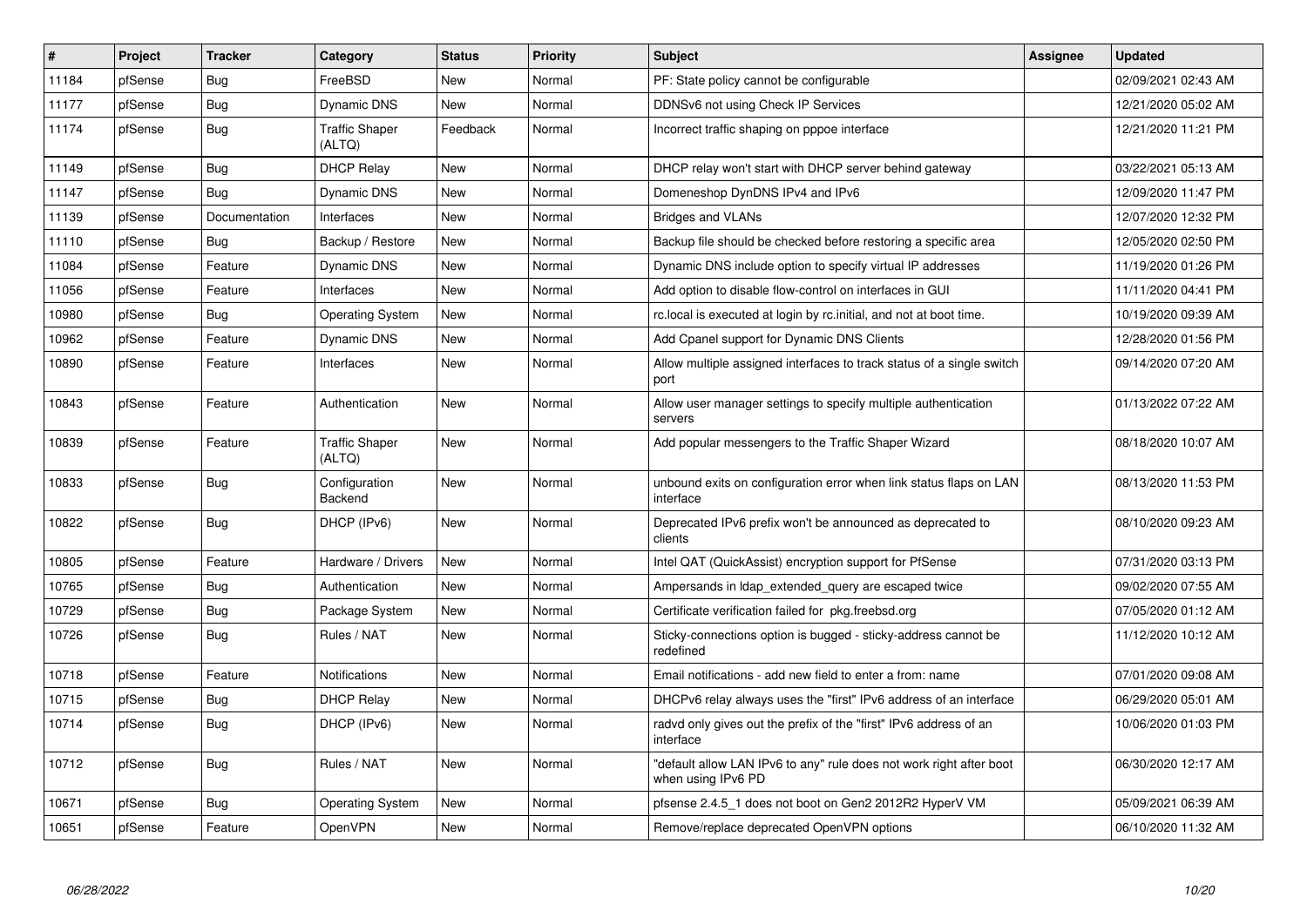| # | Project | Tracker | Category | Status | Priority | Subject | Assignee | Updated |
|---|---|---|---|---|---|---|---|---|
| 11184 | pfSense | Bug | FreeBSD | New | Normal | PF: State policy cannot be configurable | | 02/09/2021 02:43 AM |
| 11177 | pfSense | Bug | Dynamic DNS | New | Normal | DDNSv6 not using Check IP Services | | 12/21/2020 05:02 AM |
| 11174 | pfSense | Bug | Traffic Shaper (ALTQ) | Feedback | Normal | Incorrect traffic shaping on pppoe interface | | 12/21/2020 11:21 PM |
| 11149 | pfSense | Bug | DHCP Relay | New | Normal | DHCP relay won't start with DHCP server behind gateway | | 03/22/2021 05:13 AM |
| 11147 | pfSense | Bug | Dynamic DNS | New | Normal | Domeneshop DynDNS IPv4 and IPv6 | | 12/09/2020 11:47 PM |
| 11139 | pfSense | Documentation | Interfaces | New | Normal | Bridges and VLANs | | 12/07/2020 12:32 PM |
| 11110 | pfSense | Bug | Backup / Restore | New | Normal | Backup file should be checked before restoring a specific area | | 12/05/2020 02:50 PM |
| 11084 | pfSense | Feature | Dynamic DNS | New | Normal | Dynamic DNS include option to specify virtual IP addresses | | 11/19/2020 01:26 PM |
| 11056 | pfSense | Feature | Interfaces | New | Normal | Add option to disable flow-control on interfaces in GUI | | 11/11/2020 04:41 PM |
| 10980 | pfSense | Bug | Operating System | New | Normal | rc.local is executed at login by rc.initial, and not at boot time. | | 10/19/2020 09:39 AM |
| 10962 | pfSense | Feature | Dynamic DNS | New | Normal | Add Cpanel support for Dynamic DNS Clients | | 12/28/2020 01:56 PM |
| 10890 | pfSense | Feature | Interfaces | New | Normal | Allow multiple assigned interfaces to track status of a single switch port | | 09/14/2020 07:20 AM |
| 10843 | pfSense | Feature | Authentication | New | Normal | Allow user manager settings to specify multiple authentication servers | | 01/13/2022 07:22 AM |
| 10839 | pfSense | Feature | Traffic Shaper (ALTQ) | New | Normal | Add popular messengers to the Traffic Shaper Wizard | | 08/18/2020 10:07 AM |
| 10833 | pfSense | Bug | Configuration Backend | New | Normal | unbound exits on configuration error when link status flaps on LAN interface | | 08/13/2020 11:53 PM |
| 10822 | pfSense | Bug | DHCP (IPv6) | New | Normal | Deprecated IPv6 prefix won't be announced as deprecated to clients | | 08/10/2020 09:23 AM |
| 10805 | pfSense | Feature | Hardware / Drivers | New | Normal | Intel QAT (QuickAssist) encryption support for PfSense | | 07/31/2020 03:13 PM |
| 10765 | pfSense | Bug | Authentication | New | Normal | Ampersands in ldap_extended_query are escaped twice | | 09/02/2020 07:55 AM |
| 10729 | pfSense | Bug | Package System | New | Normal | Certificate verification failed for pkg.freebsd.org | | 07/05/2020 01:12 AM |
| 10726 | pfSense | Bug | Rules / NAT | New | Normal | Sticky-connections option is bugged - sticky-address cannot be redefined | | 11/12/2020 10:12 AM |
| 10718 | pfSense | Feature | Notifications | New | Normal | Email notifications - add new field to enter a from: name | | 07/01/2020 09:08 AM |
| 10715 | pfSense | Bug | DHCP Relay | New | Normal | DHCPv6 relay always uses the "first" IPv6 address of an interface | | 06/29/2020 05:01 AM |
| 10714 | pfSense | Bug | DHCP (IPv6) | New | Normal | radvd only gives out the prefix of the "first" IPv6 address of an interface | | 10/06/2020 01:03 PM |
| 10712 | pfSense | Bug | Rules / NAT | New | Normal | "default allow LAN IPv6 to any" rule does not work right after boot when using IPv6 PD | | 06/30/2020 12:17 AM |
| 10671 | pfSense | Bug | Operating System | New | Normal | pfsense 2.4.5_1 does not boot on Gen2 2012R2 HyperV VM | | 05/09/2021 06:39 AM |
| 10651 | pfSense | Feature | OpenVPN | New | Normal | Remove/replace deprecated OpenVPN options | | 06/10/2020 11:32 AM |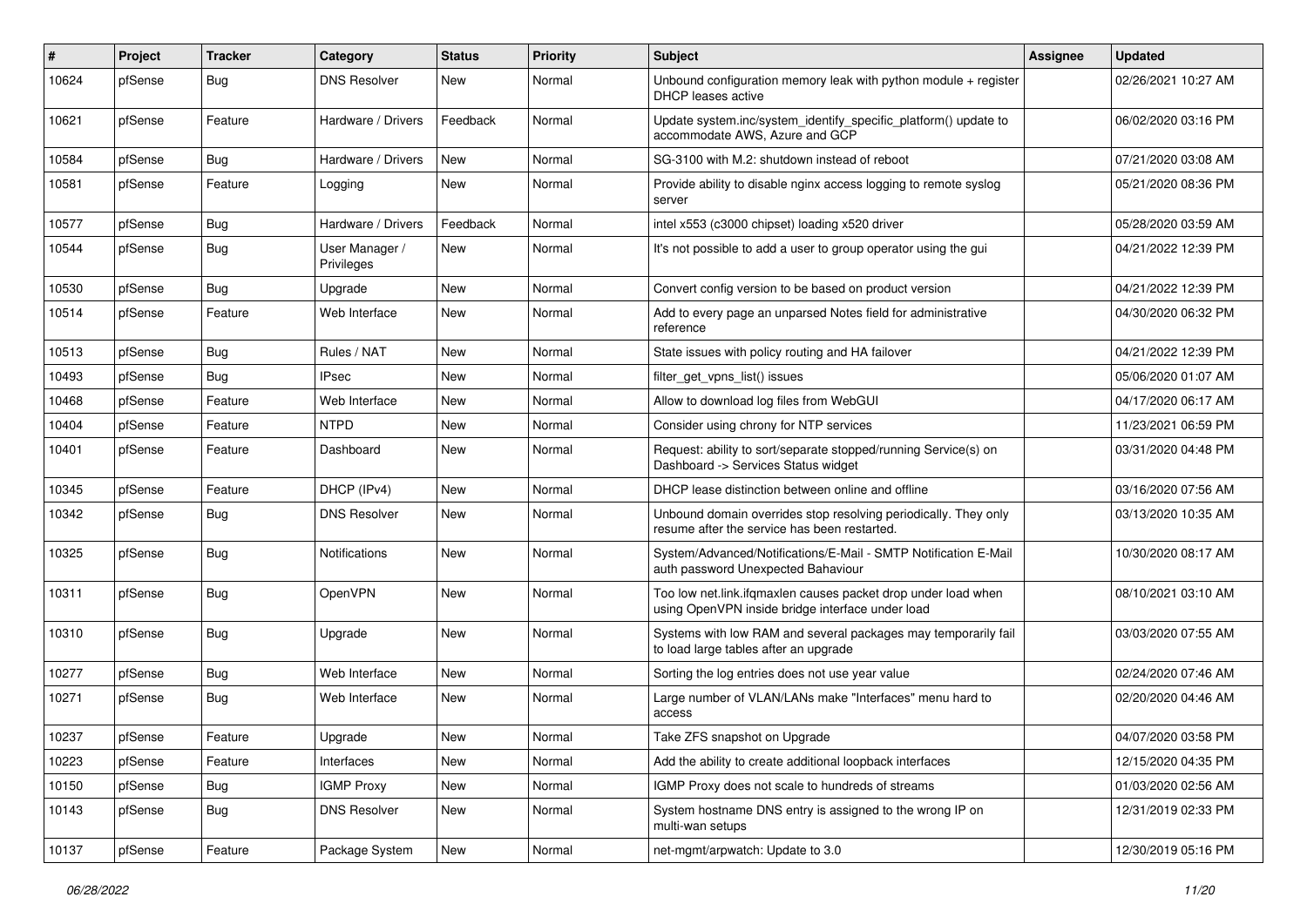| # | Project | Tracker | Category | Status | Priority | Subject | Assignee | Updated |
|---|---|---|---|---|---|---|---|---|
| 10624 | pfSense | Bug | DNS Resolver | New | Normal | Unbound configuration memory leak with python module + register DHCP leases active | | 02/26/2021 10:27 AM |
| 10621 | pfSense | Feature | Hardware / Drivers | Feedback | Normal | Update system.inc/system_identify_specific_platform() update to accommodate AWS, Azure and GCP | | 06/02/2020 03:16 PM |
| 10584 | pfSense | Bug | Hardware / Drivers | New | Normal | SG-3100 with M.2: shutdown instead of reboot | | 07/21/2020 03:08 AM |
| 10581 | pfSense | Feature | Logging | New | Normal | Provide ability to disable nginx access logging to remote syslog server | | 05/21/2020 08:36 PM |
| 10577 | pfSense | Bug | Hardware / Drivers | Feedback | Normal | intel x553 (c3000 chipset) loading x520 driver | | 05/28/2020 03:59 AM |
| 10544 | pfSense | Bug | User Manager / Privileges | New | Normal | It's not possible to add a user to group operator using the gui | | 04/21/2022 12:39 PM |
| 10530 | pfSense | Bug | Upgrade | New | Normal | Convert config version to be based on product version | | 04/21/2022 12:39 PM |
| 10514 | pfSense | Feature | Web Interface | New | Normal | Add to every page an unparsed Notes field for administrative reference | | 04/30/2020 06:32 PM |
| 10513 | pfSense | Bug | Rules / NAT | New | Normal | State issues with policy routing and HA failover | | 04/21/2022 12:39 PM |
| 10493 | pfSense | Bug | IPsec | New | Normal | filter_get_vpns_list() issues | | 05/06/2020 01:07 AM |
| 10468 | pfSense | Feature | Web Interface | New | Normal | Allow to download log files from WebGUI | | 04/17/2020 06:17 AM |
| 10404 | pfSense | Feature | NTPD | New | Normal | Consider using chrony for NTP services | | 11/23/2021 06:59 PM |
| 10401 | pfSense | Feature | Dashboard | New | Normal | Request: ability to sort/separate stopped/running Service(s) on Dashboard -> Services Status widget | | 03/31/2020 04:48 PM |
| 10345 | pfSense | Feature | DHCP (IPv4) | New | Normal | DHCP lease distinction between online and offline | | 03/16/2020 07:56 AM |
| 10342 | pfSense | Bug | DNS Resolver | New | Normal | Unbound domain overrides stop resolving periodically. They only resume after the service has been restarted. | | 03/13/2020 10:35 AM |
| 10325 | pfSense | Bug | Notifications | New | Normal | System/Advanced/Notifications/E-Mail - SMTP Notification E-Mail auth password Unexpected Bahaviour | | 10/30/2020 08:17 AM |
| 10311 | pfSense | Bug | OpenVPN | New | Normal | Too low net.link.ifqmaxlen causes packet drop under load when using OpenVPN inside bridge interface under load | | 08/10/2021 03:10 AM |
| 10310 | pfSense | Bug | Upgrade | New | Normal | Systems with low RAM and several packages may temporarily fail to load large tables after an upgrade | | 03/03/2020 07:55 AM |
| 10277 | pfSense | Bug | Web Interface | New | Normal | Sorting the log entries does not use year value | | 02/24/2020 07:46 AM |
| 10271 | pfSense | Bug | Web Interface | New | Normal | Large number of VLAN/LANs make "Interfaces" menu hard to access | | 02/20/2020 04:46 AM |
| 10237 | pfSense | Feature | Upgrade | New | Normal | Take ZFS snapshot on Upgrade | | 04/07/2020 03:58 PM |
| 10223 | pfSense | Feature | Interfaces | New | Normal | Add the ability to create additional loopback interfaces | | 12/15/2020 04:35 PM |
| 10150 | pfSense | Bug | IGMP Proxy | New | Normal | IGMP Proxy does not scale to hundreds of streams | | 01/03/2020 02:56 AM |
| 10143 | pfSense | Bug | DNS Resolver | New | Normal | System hostname DNS entry is assigned to the wrong IP on multi-wan setups | | 12/31/2019 02:33 PM |
| 10137 | pfSense | Feature | Package System | New | Normal | net-mgmt/arpwatch: Update to 3.0 | | 12/30/2019 05:16 PM |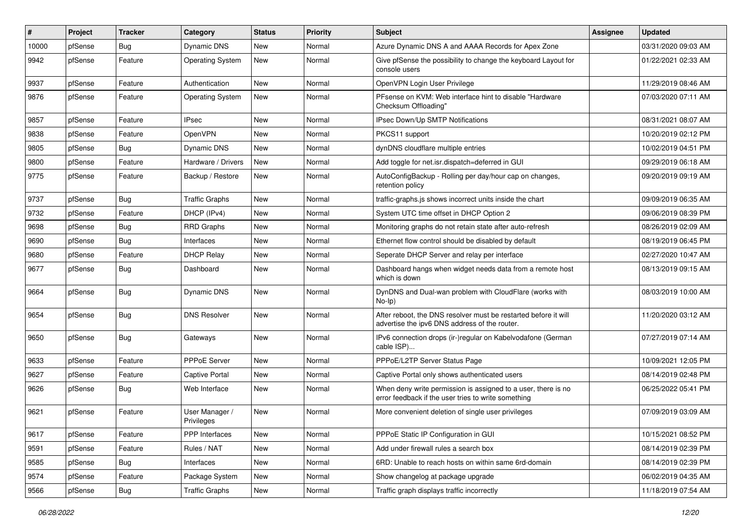| # | Project | Tracker | Category | Status | Priority | Subject | Assignee | Updated |
|---|---|---|---|---|---|---|---|---|
| 10000 | pfSense | Bug | Dynamic DNS | New | Normal | Azure Dynamic DNS A and AAAA Records for Apex Zone | | 03/31/2020 09:03 AM |
| 9942 | pfSense | Feature | Operating System | New | Normal | Give pfSense the possibility to change the keyboard Layout for console users | | 01/22/2021 02:33 AM |
| 9937 | pfSense | Feature | Authentication | New | Normal | OpenVPN Login User Privilege | | 11/29/2019 08:46 AM |
| 9876 | pfSense | Feature | Operating System | New | Normal | PFsense on KVM: Web interface hint to disable "Hardware Checksum Offloading" | | 07/03/2020 07:11 AM |
| 9857 | pfSense | Feature | IPsec | New | Normal | IPsec Down/Up SMTP Notifications | | 08/31/2021 08:07 AM |
| 9838 | pfSense | Feature | OpenVPN | New | Normal | PKCS11 support | | 10/20/2019 02:12 PM |
| 9805 | pfSense | Bug | Dynamic DNS | New | Normal | dynDNS cloudflare multiple entries | | 10/02/2019 04:51 PM |
| 9800 | pfSense | Feature | Hardware / Drivers | New | Normal | Add toggle for net.isr.dispatch=deferred in GUI | | 09/29/2019 06:18 AM |
| 9775 | pfSense | Feature | Backup / Restore | New | Normal | AutoConfigBackup - Rolling per day/hour cap on changes, retention policy | | 09/20/2019 09:19 AM |
| 9737 | pfSense | Bug | Traffic Graphs | New | Normal | traffic-graphs.js shows incorrect units inside the chart | | 09/09/2019 06:35 AM |
| 9732 | pfSense | Feature | DHCP (IPv4) | New | Normal | System UTC time offset in DHCP Option 2 | | 09/06/2019 08:39 PM |
| 9698 | pfSense | Bug | RRD Graphs | New | Normal | Monitoring graphs do not retain state after auto-refresh | | 08/26/2019 02:09 AM |
| 9690 | pfSense | Bug | Interfaces | New | Normal | Ethernet flow control should be disabled by default | | 08/19/2019 06:45 PM |
| 9680 | pfSense | Feature | DHCP Relay | New | Normal | Seperate DHCP Server and relay per interface | | 02/27/2020 10:47 AM |
| 9677 | pfSense | Bug | Dashboard | New | Normal | Dashboard hangs when widget needs data from a remote host which is down | | 08/13/2019 09:15 AM |
| 9664 | pfSense | Bug | Dynamic DNS | New | Normal | DynDNS and Dual-wan problem with CloudFlare (works with No-Ip) | | 08/03/2019 10:00 AM |
| 9654 | pfSense | Bug | DNS Resolver | New | Normal | After reboot, the DNS resolver must be restarted before it will advertise the ipv6 DNS address of the router. | | 11/20/2020 03:12 AM |
| 9650 | pfSense | Bug | Gateways | New | Normal | IPv6 connection drops (ir-)regular on Kabelvodafone (German cable ISP)... | | 07/27/2019 07:14 AM |
| 9633 | pfSense | Feature | PPPoE Server | New | Normal | PPPoE/L2TP Server Status Page | | 10/09/2021 12:05 PM |
| 9627 | pfSense | Feature | Captive Portal | New | Normal | Captive Portal only shows authenticated users | | 08/14/2019 02:48 PM |
| 9626 | pfSense | Bug | Web Interface | New | Normal | When deny write permission is assigned to a user, there is no error feedback if the user tries to write something | | 06/25/2022 05:41 PM |
| 9621 | pfSense | Feature | User Manager / Privileges | New | Normal | More convenient deletion of single user privileges | | 07/09/2019 03:09 AM |
| 9617 | pfSense | Feature | PPP Interfaces | New | Normal | PPPoE Static IP Configuration in GUI | | 10/15/2021 08:52 PM |
| 9591 | pfSense | Feature | Rules / NAT | New | Normal | Add under firewall rules a search box | | 08/14/2019 02:39 PM |
| 9585 | pfSense | Bug | Interfaces | New | Normal | 6RD: Unable to reach hosts on within same 6rd-domain | | 08/14/2019 02:39 PM |
| 9574 | pfSense | Feature | Package System | New | Normal | Show changelog at package upgrade | | 06/02/2019 04:35 AM |
| 9566 | pfSense | Bug | Traffic Graphs | New | Normal | Traffic graph displays traffic incorrectly | | 11/18/2019 07:54 AM |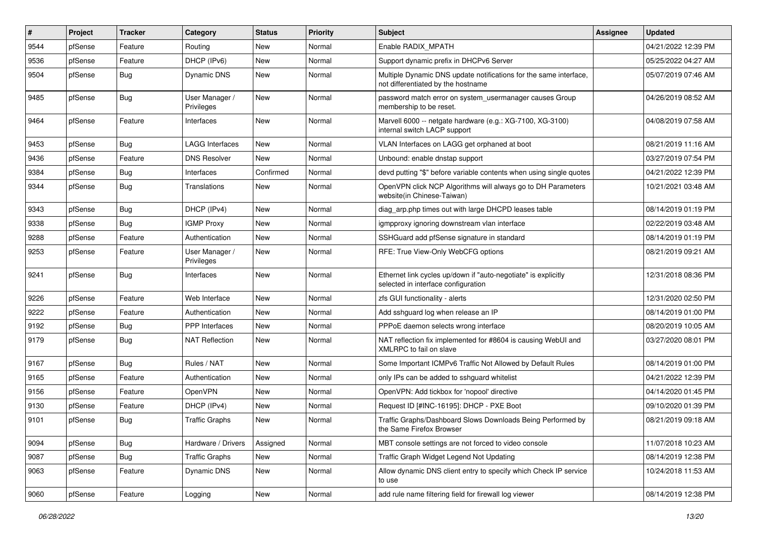| # | Project | Tracker | Category | Status | Priority | Subject | Assignee | Updated |
|---|---|---|---|---|---|---|---|---|
| 9544 | pfSense | Feature | Routing | New | Normal | Enable RADIX_MPATH | | 04/21/2022 12:39 PM |
| 9536 | pfSense | Feature | DHCP (IPv6) | New | Normal | Support dynamic prefix in DHCPv6 Server | | 05/25/2022 04:27 AM |
| 9504 | pfSense | Bug | Dynamic DNS | New | Normal | Multiple Dynamic DNS update notifications for the same interface, not differentiated by the hostname | | 05/07/2019 07:46 AM |
| 9485 | pfSense | Bug | User Manager / Privileges | New | Normal | password match error on system_usermanager causes Group membership to be reset. | | 04/26/2019 08:52 AM |
| 9464 | pfSense | Feature | Interfaces | New | Normal | Marvell 6000 -- netgate hardware (e.g.: XG-7100, XG-3100) internal switch LACP support | | 04/08/2019 07:58 AM |
| 9453 | pfSense | Bug | LAGG Interfaces | New | Normal | VLAN Interfaces on LAGG get orphaned at boot | | 08/21/2019 11:16 AM |
| 9436 | pfSense | Feature | DNS Resolver | New | Normal | Unbound: enable dnstap support | | 03/27/2019 07:54 PM |
| 9384 | pfSense | Bug | Interfaces | Confirmed | Normal | devd putting "$" before variable contents when using single quotes | | 04/21/2022 12:39 PM |
| 9344 | pfSense | Bug | Translations | New | Normal | OpenVPN click NCP Algorithms will always go to DH Parameters website(in Chinese-Taiwan) | | 10/21/2021 03:48 AM |
| 9343 | pfSense | Bug | DHCP (IPv4) | New | Normal | diag_arp.php times out with large DHCPD leases table | | 08/14/2019 01:19 PM |
| 9338 | pfSense | Bug | IGMP Proxy | New | Normal | igmpproxy ignoring downstream vlan interface | | 02/22/2019 03:48 AM |
| 9288 | pfSense | Feature | Authentication | New | Normal | SSHGuard add pfSense signature in standard | | 08/14/2019 01:19 PM |
| 9253 | pfSense | Feature | User Manager / Privileges | New | Normal | RFE: True View-Only WebCFG options | | 08/21/2019 09:21 AM |
| 9241 | pfSense | Bug | Interfaces | New | Normal | Ethernet link cycles up/down if "auto-negotiate" is explicitly selected in interface configuration | | 12/31/2018 08:36 PM |
| 9226 | pfSense | Feature | Web Interface | New | Normal | zfs GUI functionality - alerts | | 12/31/2020 02:50 PM |
| 9222 | pfSense | Feature | Authentication | New | Normal | Add sshguard log when release an IP | | 08/14/2019 01:00 PM |
| 9192 | pfSense | Bug | PPP Interfaces | New | Normal | PPPoE daemon selects wrong interface | | 08/20/2019 10:05 AM |
| 9179 | pfSense | Bug | NAT Reflection | New | Normal | NAT reflection fix implemented for #8604 is causing WebUI and XMLRPC to fail on slave | | 03/27/2020 08:01 PM |
| 9167 | pfSense | Bug | Rules / NAT | New | Normal | Some Important ICMPv6 Traffic Not Allowed by Default Rules | | 08/14/2019 01:00 PM |
| 9165 | pfSense | Feature | Authentication | New | Normal | only IPs can be added to sshguard whitelist | | 04/21/2022 12:39 PM |
| 9156 | pfSense | Feature | OpenVPN | New | Normal | OpenVPN: Add tickbox for 'nopool' directive | | 04/14/2020 01:45 PM |
| 9130 | pfSense | Feature | DHCP (IPv4) | New | Normal | Request ID [#INC-16195]: DHCP - PXE Boot | | 09/10/2020 01:39 PM |
| 9101 | pfSense | Bug | Traffic Graphs | New | Normal | Traffic Graphs/Dashboard Slows Downloads Being Performed by the Same Firefox Browser | | 08/21/2019 09:18 AM |
| 9094 | pfSense | Bug | Hardware / Drivers | Assigned | Normal | MBT console settings are not forced to video console | | 11/07/2018 10:23 AM |
| 9087 | pfSense | Bug | Traffic Graphs | New | Normal | Traffic Graph Widget Legend Not Updating | | 08/14/2019 12:38 PM |
| 9063 | pfSense | Feature | Dynamic DNS | New | Normal | Allow dynamic DNS client entry to specify which Check IP service to use | | 10/24/2018 11:53 AM |
| 9060 | pfSense | Feature | Logging | New | Normal | add rule name filtering field for firewall log viewer | | 08/14/2019 12:38 PM |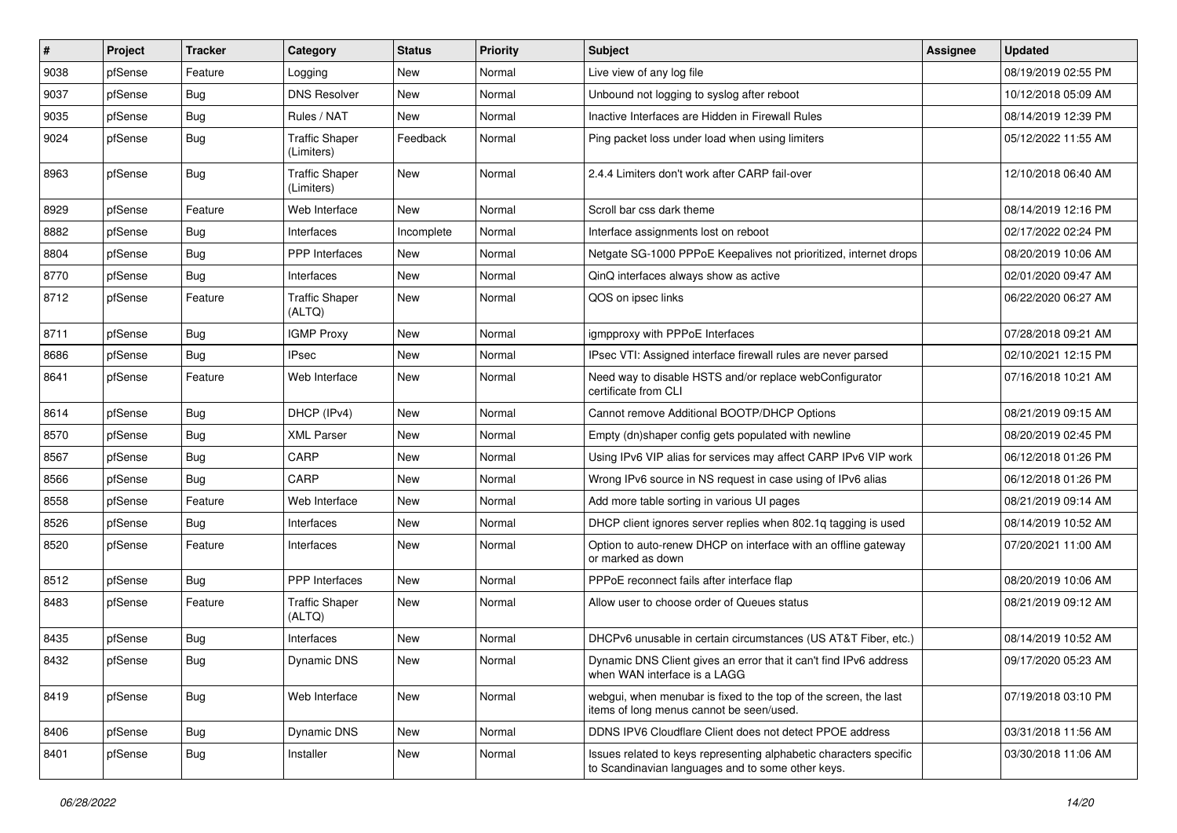| # | Project | Tracker | Category | Status | Priority | Subject | Assignee | Updated |
|---|---|---|---|---|---|---|---|---|
| 9038 | pfSense | Feature | Logging | New | Normal | Live view of any log file | | 08/19/2019 02:55 PM |
| 9037 | pfSense | Bug | DNS Resolver | New | Normal | Unbound not logging to syslog after reboot | | 10/12/2018 05:09 AM |
| 9035 | pfSense | Bug | Rules / NAT | New | Normal | Inactive Interfaces are Hidden in Firewall Rules | | 08/14/2019 12:39 PM |
| 9024 | pfSense | Bug | Traffic Shaper (Limiters) | Feedback | Normal | Ping packet loss under load when using limiters | | 05/12/2022 11:55 AM |
| 8963 | pfSense | Bug | Traffic Shaper (Limiters) | New | Normal | 2.4.4 Limiters don't work after CARP fail-over | | 12/10/2018 06:40 AM |
| 8929 | pfSense | Feature | Web Interface | New | Normal | Scroll bar css dark theme | | 08/14/2019 12:16 PM |
| 8882 | pfSense | Bug | Interfaces | Incomplete | Normal | Interface assignments lost on reboot | | 02/17/2022 02:24 PM |
| 8804 | pfSense | Bug | PPP Interfaces | New | Normal | Netgate SG-1000 PPPoE Keepalives not prioritized, internet drops | | 08/20/2019 10:06 AM |
| 8770 | pfSense | Bug | Interfaces | New | Normal | QinQ interfaces always show as active | | 02/01/2020 09:47 AM |
| 8712 | pfSense | Feature | Traffic Shaper (ALTQ) | New | Normal | QOS on ipsec links | | 06/22/2020 06:27 AM |
| 8711 | pfSense | Bug | IGMP Proxy | New | Normal | igmpproxy with PPPoE Interfaces | | 07/28/2018 09:21 AM |
| 8686 | pfSense | Bug | IPsec | New | Normal | IPsec VTI: Assigned interface firewall rules are never parsed | | 02/10/2021 12:15 PM |
| 8641 | pfSense | Feature | Web Interface | New | Normal | Need way to disable HSTS and/or replace webConfigurator certificate from CLI | | 07/16/2018 10:21 AM |
| 8614 | pfSense | Bug | DHCP (IPv4) | New | Normal | Cannot remove Additional BOOTP/DHCP Options | | 08/21/2019 09:15 AM |
| 8570 | pfSense | Bug | XML Parser | New | Normal | Empty (dn)shaper config gets populated with newline | | 08/20/2019 02:45 PM |
| 8567 | pfSense | Bug | CARP | New | Normal | Using IPv6 VIP alias for services may affect CARP IPv6 VIP work | | 06/12/2018 01:26 PM |
| 8566 | pfSense | Bug | CARP | New | Normal | Wrong IPv6 source in NS request in case using of IPv6 alias | | 06/12/2018 01:26 PM |
| 8558 | pfSense | Feature | Web Interface | New | Normal | Add more table sorting in various UI pages | | 08/21/2019 09:14 AM |
| 8526 | pfSense | Bug | Interfaces | New | Normal | DHCP client ignores server replies when 802.1q tagging is used | | 08/14/2019 10:52 AM |
| 8520 | pfSense | Feature | Interfaces | New | Normal | Option to auto-renew DHCP on interface with an offline gateway or marked as down | | 07/20/2021 11:00 AM |
| 8512 | pfSense | Bug | PPP Interfaces | New | Normal | PPPoE reconnect fails after interface flap | | 08/20/2019 10:06 AM |
| 8483 | pfSense | Feature | Traffic Shaper (ALTQ) | New | Normal | Allow user to choose order of Queues status | | 08/21/2019 09:12 AM |
| 8435 | pfSense | Bug | Interfaces | New | Normal | DHCPv6 unusable in certain circumstances (US AT&T Fiber, etc.) | | 08/14/2019 10:52 AM |
| 8432 | pfSense | Bug | Dynamic DNS | New | Normal | Dynamic DNS Client gives an error that it can't find IPv6 address when WAN interface is a LAGG | | 09/17/2020 05:23 AM |
| 8419 | pfSense | Bug | Web Interface | New | Normal | webgui, when menubar is fixed to the top of the screen, the last items of long menus cannot be seen/used. | | 07/19/2018 03:10 PM |
| 8406 | pfSense | Bug | Dynamic DNS | New | Normal | DDNS IPV6 Cloudflare Client does not detect PPOE address | | 03/31/2018 11:56 AM |
| 8401 | pfSense | Bug | Installer | New | Normal | Issues related to keys representing alphabetic characters specific to Scandinavian languages and to some other keys. | | 03/30/2018 11:06 AM |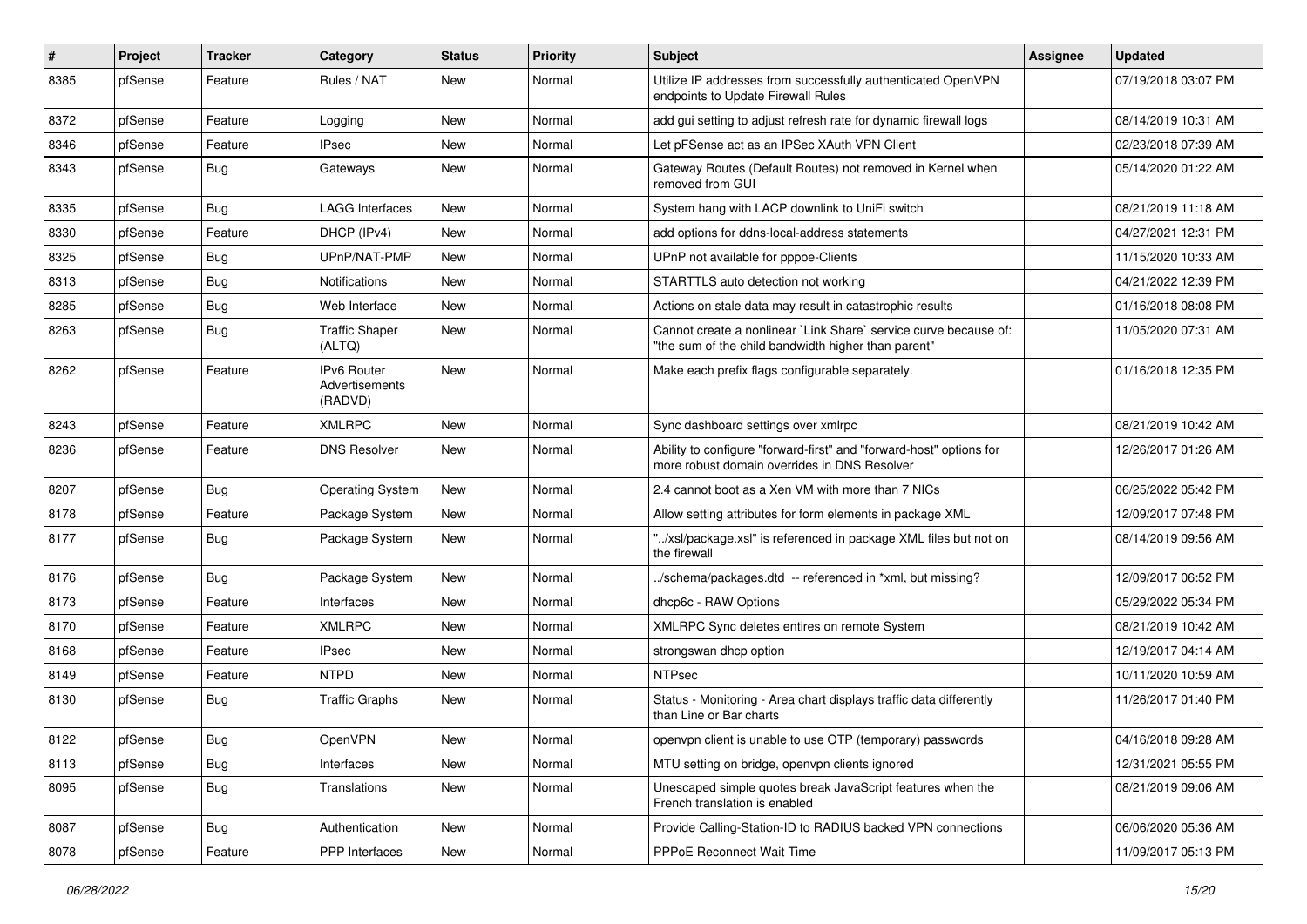| # | Project | Tracker | Category | Status | Priority | Subject | Assignee | Updated |
|---|---|---|---|---|---|---|---|---|
| 8385 | pfSense | Feature | Rules / NAT | New | Normal | Utilize IP addresses from successfully authenticated OpenVPN endpoints to Update Firewall Rules | | 07/19/2018 03:07 PM |
| 8372 | pfSense | Feature | Logging | New | Normal | add gui setting to adjust refresh rate for dynamic firewall logs | | 08/14/2019 10:31 AM |
| 8346 | pfSense | Feature | IPsec | New | Normal | Let pFSense act as an IPSec XAuth VPN Client | | 02/23/2018 07:39 AM |
| 8343 | pfSense | Bug | Gateways | New | Normal | Gateway Routes (Default Routes) not removed in Kernel when removed from GUI | | 05/14/2020 01:22 AM |
| 8335 | pfSense | Bug | LAGG Interfaces | New | Normal | System hang with LACP downlink to UniFi switch | | 08/21/2019 11:18 AM |
| 8330 | pfSense | Feature | DHCP (IPv4) | New | Normal | add options for ddns-local-address statements | | 04/27/2021 12:31 PM |
| 8325 | pfSense | Bug | UPnP/NAT-PMP | New | Normal | UPnP not available for pppoe-Clients | | 11/15/2020 10:33 AM |
| 8313 | pfSense | Bug | Notifications | New | Normal | STARTTLS auto detection not working | | 04/21/2022 12:39 PM |
| 8285 | pfSense | Bug | Web Interface | New | Normal | Actions on stale data may result in catastrophic results | | 01/16/2018 08:08 PM |
| 8263 | pfSense | Bug | Traffic Shaper (ALTQ) | New | Normal | Cannot create a nonlinear `Link Share` service curve because of: "the sum of the child bandwidth higher than parent" | | 11/05/2020 07:31 AM |
| 8262 | pfSense | Feature | IPv6 Router Advertisements (RADVD) | New | Normal | Make each prefix flags configurable separately. | | 01/16/2018 12:35 PM |
| 8243 | pfSense | Feature | XMLRPC | New | Normal | Sync dashboard settings over xmlrpc | | 08/21/2019 10:42 AM |
| 8236 | pfSense | Feature | DNS Resolver | New | Normal | Ability to configure "forward-first" and "forward-host" options for more robust domain overrides in DNS Resolver | | 12/26/2017 01:26 AM |
| 8207 | pfSense | Bug | Operating System | New | Normal | 2.4 cannot boot as a Xen VM with more than 7 NICs | | 06/25/2022 05:42 PM |
| 8178 | pfSense | Feature | Package System | New | Normal | Allow setting attributes for form elements in package XML | | 12/09/2017 07:48 PM |
| 8177 | pfSense | Bug | Package System | New | Normal | "../xsl/package.xsl" is referenced in package XML files but not on the firewall | | 08/14/2019 09:56 AM |
| 8176 | pfSense | Bug | Package System | New | Normal | ../schema/packages.dtd -- referenced in *xml, but missing? | | 12/09/2017 06:52 PM |
| 8173 | pfSense | Feature | Interfaces | New | Normal | dhcp6c - RAW Options | | 05/29/2022 05:34 PM |
| 8170 | pfSense | Feature | XMLRPC | New | Normal | XMLRPC Sync deletes entires on remote System | | 08/21/2019 10:42 AM |
| 8168 | pfSense | Feature | IPsec | New | Normal | strongswan dhcp option | | 12/19/2017 04:14 AM |
| 8149 | pfSense | Feature | NTPD | New | Normal | NTPsec | | 10/11/2020 10:59 AM |
| 8130 | pfSense | Bug | Traffic Graphs | New | Normal | Status - Monitoring - Area chart displays traffic data differently than Line or Bar charts | | 11/26/2017 01:40 PM |
| 8122 | pfSense | Bug | OpenVPN | New | Normal | openvpn client is unable to use OTP (temporary) passwords | | 04/16/2018 09:28 AM |
| 8113 | pfSense | Bug | Interfaces | New | Normal | MTU setting on bridge, openvpn clients ignored | | 12/31/2021 05:55 PM |
| 8095 | pfSense | Bug | Translations | New | Normal | Unescaped simple quotes break JavaScript features when the French translation is enabled | | 08/21/2019 09:06 AM |
| 8087 | pfSense | Bug | Authentication | New | Normal | Provide Calling-Station-ID to RADIUS backed VPN connections | | 06/06/2020 05:36 AM |
| 8078 | pfSense | Feature | PPP Interfaces | New | Normal | PPPoE Reconnect Wait Time | | 11/09/2017 05:13 PM |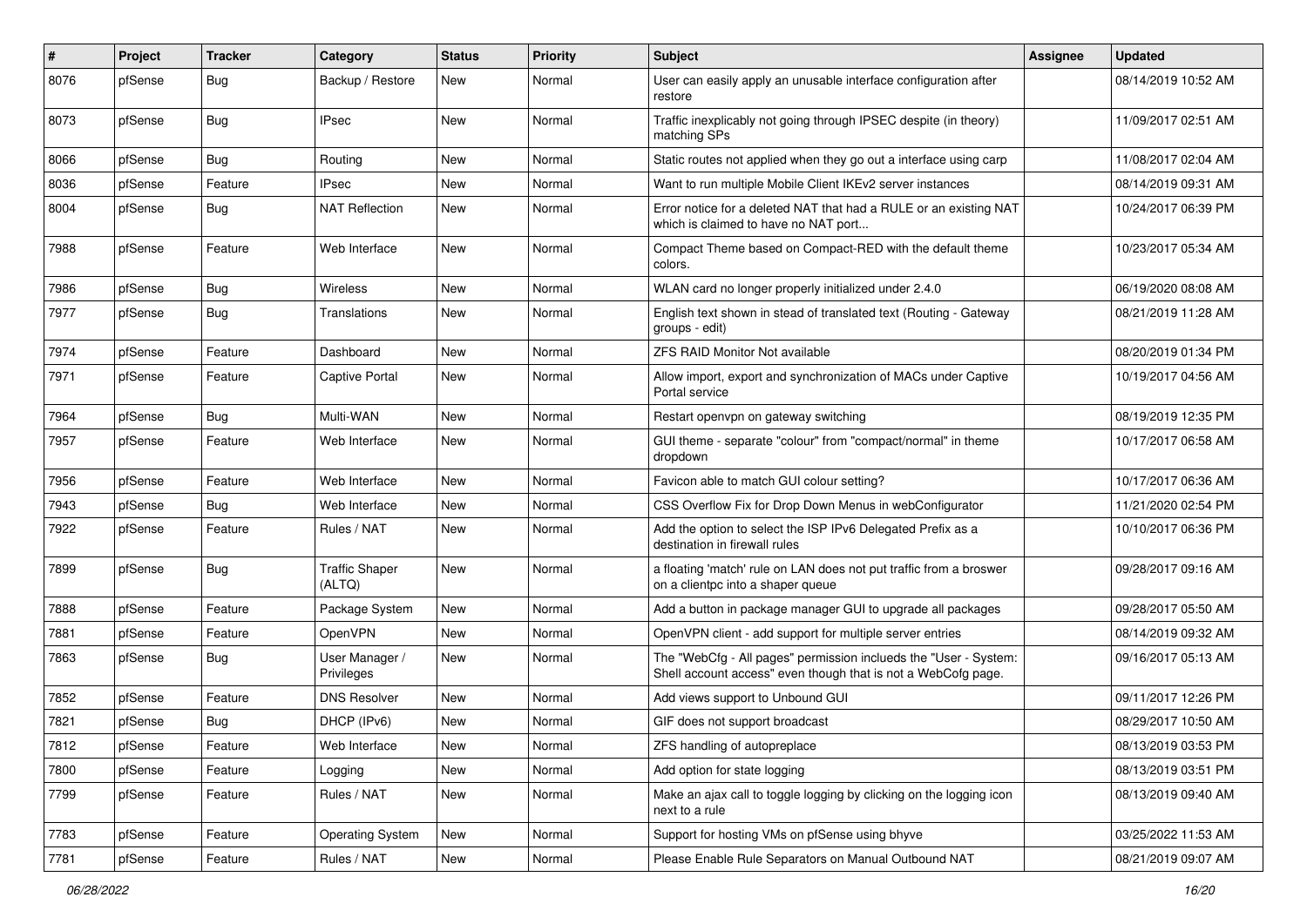| # | Project | Tracker | Category | Status | Priority | Subject | Assignee | Updated |
|---|---|---|---|---|---|---|---|---|
| 8076 | pfSense | Bug | Backup / Restore | New | Normal | User can easily apply an unusable interface configuration after restore | | 08/14/2019 10:52 AM |
| 8073 | pfSense | Bug | IPsec | New | Normal | Traffic inexplicably not going through IPSEC despite (in theory) matching SPs | | 11/09/2017 02:51 AM |
| 8066 | pfSense | Bug | Routing | New | Normal | Static routes not applied when they go out a interface using carp | | 11/08/2017 02:04 AM |
| 8036 | pfSense | Feature | IPsec | New | Normal | Want to run multiple Mobile Client IKEv2 server instances | | 08/14/2019 09:31 AM |
| 8004 | pfSense | Bug | NAT Reflection | New | Normal | Error notice for a deleted NAT that had a RULE or an existing NAT which is claimed to have no NAT port... | | 10/24/2017 06:39 PM |
| 7988 | pfSense | Feature | Web Interface | New | Normal | Compact Theme based on Compact-RED with the default theme colors. | | 10/23/2017 05:34 AM |
| 7986 | pfSense | Bug | Wireless | New | Normal | WLAN card no longer properly initialized under 2.4.0 | | 06/19/2020 08:08 AM |
| 7977 | pfSense | Bug | Translations | New | Normal | English text shown in stead of translated text (Routing - Gateway groups - edit) | | 08/21/2019 11:28 AM |
| 7974 | pfSense | Feature | Dashboard | New | Normal | ZFS RAID Monitor Not available | | 08/20/2019 01:34 PM |
| 7971 | pfSense | Feature | Captive Portal | New | Normal | Allow import, export and synchronization of MACs under Captive Portal service | | 10/19/2017 04:56 AM |
| 7964 | pfSense | Bug | Multi-WAN | New | Normal | Restart openvpn on gateway switching | | 08/19/2019 12:35 PM |
| 7957 | pfSense | Feature | Web Interface | New | Normal | GUI theme - separate "colour" from "compact/normal" in theme dropdown | | 10/17/2017 06:58 AM |
| 7956 | pfSense | Feature | Web Interface | New | Normal | Favicon able to match GUI colour setting? | | 10/17/2017 06:36 AM |
| 7943 | pfSense | Bug | Web Interface | New | Normal | CSS Overflow Fix for Drop Down Menus in webConfigurator | | 11/21/2020 02:54 PM |
| 7922 | pfSense | Feature | Rules / NAT | New | Normal | Add the option to select the ISP IPv6 Delegated Prefix as a destination in firewall rules | | 10/10/2017 06:36 PM |
| 7899 | pfSense | Bug | Traffic Shaper (ALTQ) | New | Normal | a floating 'match' rule on LAN does not put traffic from a broswer on a clientpc into a shaper queue | | 09/28/2017 09:16 AM |
| 7888 | pfSense | Feature | Package System | New | Normal | Add a button in package manager GUI to upgrade all packages | | 09/28/2017 05:50 AM |
| 7881 | pfSense | Feature | OpenVPN | New | Normal | OpenVPN client - add support for multiple server entries | | 08/14/2019 09:32 AM |
| 7863 | pfSense | Bug | User Manager / Privileges | New | Normal | The "WebCfg - All pages" permission inclueds the "User - System: Shell account access" even though that is not a WebCofg page. | | 09/16/2017 05:13 AM |
| 7852 | pfSense | Feature | DNS Resolver | New | Normal | Add views support to Unbound GUI | | 09/11/2017 12:26 PM |
| 7821 | pfSense | Bug | DHCP (IPv6) | New | Normal | GIF does not support broadcast | | 08/29/2017 10:50 AM |
| 7812 | pfSense | Feature | Web Interface | New | Normal | ZFS handling of autopreplace | | 08/13/2019 03:53 PM |
| 7800 | pfSense | Feature | Logging | New | Normal | Add option for state logging | | 08/13/2019 03:51 PM |
| 7799 | pfSense | Feature | Rules / NAT | New | Normal | Make an ajax call to toggle logging by clicking on the logging icon next to a rule | | 08/13/2019 09:40 AM |
| 7783 | pfSense | Feature | Operating System | New | Normal | Support for hosting VMs on pfSense using bhyve | | 03/25/2022 11:53 AM |
| 7781 | pfSense | Feature | Rules / NAT | New | Normal | Please Enable Rule Separators on Manual Outbound NAT | | 08/21/2019 09:07 AM |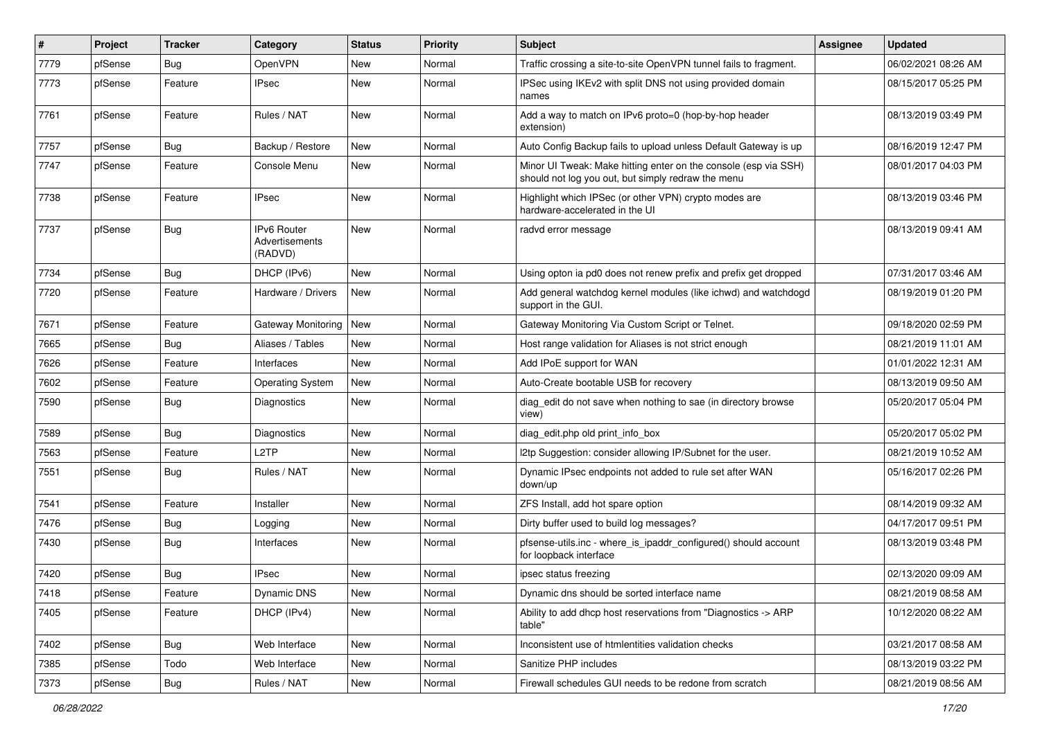| # | Project | Tracker | Category | Status | Priority | Subject | Assignee | Updated |
|---|---|---|---|---|---|---|---|---|
| 7779 | pfSense | Bug | OpenVPN | New | Normal | Traffic crossing a site-to-site OpenVPN tunnel fails to fragment. | | 06/02/2021 08:26 AM |
| 7773 | pfSense | Feature | IPsec | New | Normal | IPSec using IKEv2 with split DNS not using provided domain names | | 08/15/2017 05:25 PM |
| 7761 | pfSense | Feature | Rules / NAT | New | Normal | Add a way to match on IPv6 proto=0 (hop-by-hop header extension) | | 08/13/2019 03:49 PM |
| 7757 | pfSense | Bug | Backup / Restore | New | Normal | Auto Config Backup fails to upload unless Default Gateway is up | | 08/16/2019 12:47 PM |
| 7747 | pfSense | Feature | Console Menu | New | Normal | Minor UI Tweak: Make hitting enter on the console (esp via SSH) should not log you out, but simply redraw the menu | | 08/01/2017 04:03 PM |
| 7738 | pfSense | Feature | IPsec | New | Normal | Highlight which IPSec (or other VPN) crypto modes are hardware-accelerated in the UI | | 08/13/2019 03:46 PM |
| 7737 | pfSense | Bug | IPv6 Router Advertisements (RADVD) | New | Normal | radvd error message | | 08/13/2019 09:41 AM |
| 7734 | pfSense | Bug | DHCP (IPv6) | New | Normal | Using opton ia pd0 does not renew prefix and prefix get dropped | | 07/31/2017 03:46 AM |
| 7720 | pfSense | Feature | Hardware / Drivers | New | Normal | Add general watchdog kernel modules (like ichwd) and watchdogd support in the GUI. | | 08/19/2019 01:20 PM |
| 7671 | pfSense | Feature | Gateway Monitoring | New | Normal | Gateway Monitoring Via Custom Script or Telnet. | | 09/18/2020 02:59 PM |
| 7665 | pfSense | Bug | Aliases / Tables | New | Normal | Host range validation for Aliases is not strict enough | | 08/21/2019 11:01 AM |
| 7626 | pfSense | Feature | Interfaces | New | Normal | Add IPoE support for WAN | | 01/01/2022 12:31 AM |
| 7602 | pfSense | Feature | Operating System | New | Normal | Auto-Create bootable USB for recovery | | 08/13/2019 09:50 AM |
| 7590 | pfSense | Bug | Diagnostics | New | Normal | diag_edit do not save when nothing to sae (in directory browse view) | | 05/20/2017 05:04 PM |
| 7589 | pfSense | Bug | Diagnostics | New | Normal | diag_edit.php old print_info_box | | 05/20/2017 05:02 PM |
| 7563 | pfSense | Feature | L2TP | New | Normal | l2tp Suggestion: consider allowing IP/Subnet for the user. | | 08/21/2019 10:52 AM |
| 7551 | pfSense | Bug | Rules / NAT | New | Normal | Dynamic IPsec endpoints not added to rule set after WAN down/up | | 05/16/2017 02:26 PM |
| 7541 | pfSense | Feature | Installer | New | Normal | ZFS Install, add hot spare option | | 08/14/2019 09:32 AM |
| 7476 | pfSense | Bug | Logging | New | Normal | Dirty buffer used to build log messages? | | 04/17/2017 09:51 PM |
| 7430 | pfSense | Bug | Interfaces | New | Normal | pfsense-utils.inc - where_is_ipaddr_configured() should account for loopback interface | | 08/13/2019 03:48 PM |
| 7420 | pfSense | Bug | IPsec | New | Normal | ipsec status freezing | | 02/13/2020 09:09 AM |
| 7418 | pfSense | Feature | Dynamic DNS | New | Normal | Dynamic dns should be sorted interface name | | 08/21/2019 08:58 AM |
| 7405 | pfSense | Feature | DHCP (IPv4) | New | Normal | Ability to add dhcp host reservations from "Diagnostics -> ARP table" | | 10/12/2020 08:22 AM |
| 7402 | pfSense | Bug | Web Interface | New | Normal | Inconsistent use of htmlentities validation checks | | 03/21/2017 08:58 AM |
| 7385 | pfSense | Todo | Web Interface | New | Normal | Sanitize PHP includes | | 08/13/2019 03:22 PM |
| 7373 | pfSense | Bug | Rules / NAT | New | Normal | Firewall schedules GUI needs to be redone from scratch | | 08/21/2019 08:56 AM |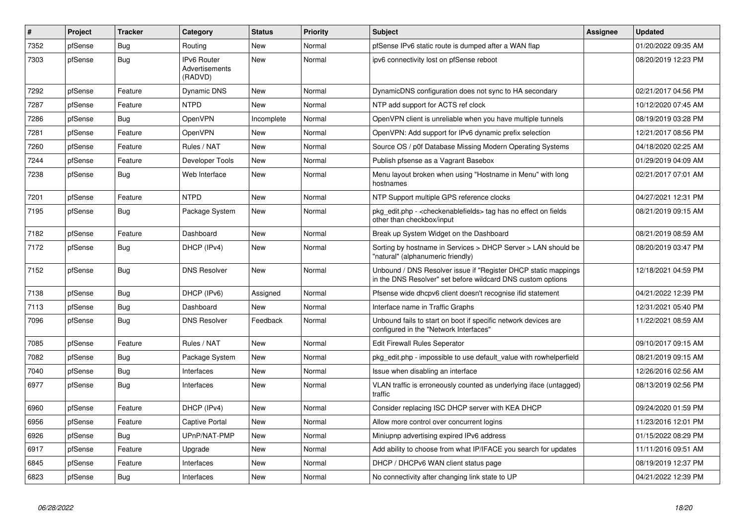| # | Project | Tracker | Category | Status | Priority | Subject | Assignee | Updated |
|---|---|---|---|---|---|---|---|---|
| 7352 | pfSense | Bug | Routing | New | Normal | pfSense IPv6 static route is dumped after a WAN flap | | 01/20/2022 09:35 AM |
| 7303 | pfSense | Bug | IPv6 Router Advertisements (RADVD) | New | Normal | ipv6 connectivity lost on pfSense reboot | | 08/20/2019 12:23 PM |
| 7292 | pfSense | Feature | Dynamic DNS | New | Normal | DynamicDNS configuration does not sync to HA secondary | | 02/21/2017 04:56 PM |
| 7287 | pfSense | Feature | NTPD | New | Normal | NTP add support for ACTS ref clock | | 10/12/2020 07:45 AM |
| 7286 | pfSense | Bug | OpenVPN | Incomplete | Normal | OpenVPN client is unreliable when you have multiple tunnels | | 08/19/2019 03:28 PM |
| 7281 | pfSense | Feature | OpenVPN | New | Normal | OpenVPN: Add support for IPv6 dynamic prefix selection | | 12/21/2017 08:56 PM |
| 7260 | pfSense | Feature | Rules / NAT | New | Normal | Source OS / p0f Database Missing Modern Operating Systems | | 04/18/2020 02:25 AM |
| 7244 | pfSense | Feature | Developer Tools | New | Normal | Publish pfsense as a Vagrant Basebox | | 01/29/2019 04:09 AM |
| 7238 | pfSense | Bug | Web Interface | New | Normal | Menu layout broken when using "Hostname in Menu" with long hostnames | | 02/21/2017 07:01 AM |
| 7201 | pfSense | Feature | NTPD | New | Normal | NTP Support multiple GPS reference clocks | | 04/27/2021 12:31 PM |
| 7195 | pfSense | Bug | Package System | New | Normal | pkg_edit.php - <checkenablefields> tag has no effect on fields other than checkbox/input | | 08/21/2019 09:15 AM |
| 7182 | pfSense | Feature | Dashboard | New | Normal | Break up System Widget on the Dashboard | | 08/21/2019 08:59 AM |
| 7172 | pfSense | Bug | DHCP (IPv4) | New | Normal | Sorting by hostname in Services > DHCP Server > LAN should be "natural" (alphanumeric friendly) | | 08/20/2019 03:47 PM |
| 7152 | pfSense | Bug | DNS Resolver | New | Normal | Unbound / DNS Resolver issue if "Register DHCP static mappings in the DNS Resolver" set before wildcard DNS custom options | | 12/18/2021 04:59 PM |
| 7138 | pfSense | Bug | DHCP (IPv6) | Assigned | Normal | Pfsense wide dhcpv6 client doesn't recognise ifid statement | | 04/21/2022 12:39 PM |
| 7113 | pfSense | Bug | Dashboard | New | Normal | Interface name in Traffic Graphs | | 12/31/2021 05:40 PM |
| 7096 | pfSense | Bug | DNS Resolver | Feedback | Normal | Unbound fails to start on boot if specific network devices are configured in the "Network Interfaces" | | 11/22/2021 08:59 AM |
| 7085 | pfSense | Feature | Rules / NAT | New | Normal | Edit Firewall Rules Seperator | | 09/10/2017 09:15 AM |
| 7082 | pfSense | Bug | Package System | New | Normal | pkg_edit.php - impossible to use default_value with rowhelperfield | | 08/21/2019 09:15 AM |
| 7040 | pfSense | Bug | Interfaces | New | Normal | Issue when disabling an interface | | 12/26/2016 02:56 AM |
| 6977 | pfSense | Bug | Interfaces | New | Normal | VLAN traffic is erroneously counted as underlying iface (untagged) traffic | | 08/13/2019 02:56 PM |
| 6960 | pfSense | Feature | DHCP (IPv4) | New | Normal | Consider replacing ISC DHCP server with KEA DHCP | | 09/24/2020 01:59 PM |
| 6956 | pfSense | Feature | Captive Portal | New | Normal | Allow more control over concurrent logins | | 11/23/2016 12:01 PM |
| 6926 | pfSense | Bug | UPnP/NAT-PMP | New | Normal | Miniupnp advertising expired IPv6 address | | 01/15/2022 08:29 PM |
| 6917 | pfSense | Feature | Upgrade | New | Normal | Add ability to choose from what IP/IFACE you search for updates | | 11/11/2016 09:51 AM |
| 6845 | pfSense | Feature | Interfaces | New | Normal | DHCP / DHCPv6 WAN client status page | | 08/19/2019 12:37 PM |
| 6823 | pfSense | Bug | Interfaces | New | Normal | No connectivity after changing link state to UP | | 04/21/2022 12:39 PM |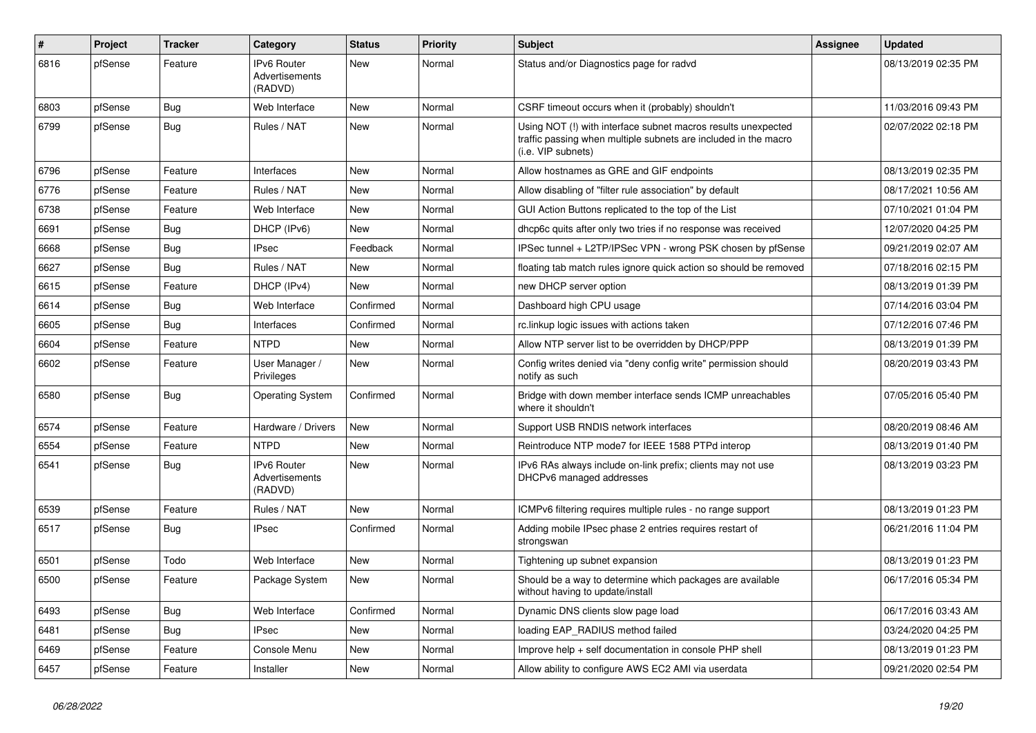| # | Project | Tracker | Category | Status | Priority | Subject | Assignee | Updated |
|---|---|---|---|---|---|---|---|---|
| 6816 | pfSense | Feature | IPv6 Router Advertisements (RADVD) | New | Normal | Status and/or Diagnostics page for radvd | | 08/13/2019 02:35 PM |
| 6803 | pfSense | Bug | Web Interface | New | Normal | CSRF timeout occurs when it (probably) shouldn't | | 11/03/2016 09:43 PM |
| 6799 | pfSense | Bug | Rules / NAT | New | Normal | Using NOT (!) with interface subnet macros results unexpected traffic passing when multiple subnets are included in the macro (i.e. VIP subnets) | | 02/07/2022 02:18 PM |
| 6796 | pfSense | Feature | Interfaces | New | Normal | Allow hostnames as GRE and GIF endpoints | | 08/13/2019 02:35 PM |
| 6776 | pfSense | Feature | Rules / NAT | New | Normal | Allow disabling of "filter rule association" by default | | 08/17/2021 10:56 AM |
| 6738 | pfSense | Feature | Web Interface | New | Normal | GUI Action Buttons replicated to the top of the List | | 07/10/2021 01:04 PM |
| 6691 | pfSense | Bug | DHCP (IPv6) | New | Normal | dhcp6c quits after only two tries if no response was received | | 12/07/2020 04:25 PM |
| 6668 | pfSense | Bug | IPsec | Feedback | Normal | IPSec tunnel + L2TP/IPSec VPN - wrong PSK chosen by pfSense | | 09/21/2019 02:07 AM |
| 6627 | pfSense | Bug | Rules / NAT | New | Normal | floating tab match rules ignore quick action so should be removed | | 07/18/2016 02:15 PM |
| 6615 | pfSense | Feature | DHCP (IPv4) | New | Normal | new DHCP server option | | 08/13/2019 01:39 PM |
| 6614 | pfSense | Bug | Web Interface | Confirmed | Normal | Dashboard high CPU usage | | 07/14/2016 03:04 PM |
| 6605 | pfSense | Bug | Interfaces | Confirmed | Normal | rc.linkup logic issues with actions taken | | 07/12/2016 07:46 PM |
| 6604 | pfSense | Feature | NTPD | New | Normal | Allow NTP server list to be overridden by DHCP/PPP | | 08/13/2019 01:39 PM |
| 6602 | pfSense | Feature | User Manager / Privileges | New | Normal | Config writes denied via "deny config write" permission should notify as such | | 08/20/2019 03:43 PM |
| 6580 | pfSense | Bug | Operating System | Confirmed | Normal | Bridge with down member interface sends ICMP unreachables where it shouldn't | | 07/05/2016 05:40 PM |
| 6574 | pfSense | Feature | Hardware / Drivers | New | Normal | Support USB RNDIS network interfaces | | 08/20/2019 08:46 AM |
| 6554 | pfSense | Feature | NTPD | New | Normal | Reintroduce NTP mode7 for IEEE 1588 PTPd interop | | 08/13/2019 01:40 PM |
| 6541 | pfSense | Bug | IPv6 Router Advertisements (RADVD) | New | Normal | IPv6 RAs always include on-link prefix; clients may not use DHCPv6 managed addresses | | 08/13/2019 03:23 PM |
| 6539 | pfSense | Feature | Rules / NAT | New | Normal | ICMPv6 filtering requires multiple rules - no range support | | 08/13/2019 01:23 PM |
| 6517 | pfSense | Bug | IPsec | Confirmed | Normal | Adding mobile IPsec phase 2 entries requires restart of strongswan | | 06/21/2016 11:04 PM |
| 6501 | pfSense | Todo | Web Interface | New | Normal | Tightening up subnet expansion | | 08/13/2019 01:23 PM |
| 6500 | pfSense | Feature | Package System | New | Normal | Should be a way to determine which packages are available without having to update/install | | 06/17/2016 05:34 PM |
| 6493 | pfSense | Bug | Web Interface | Confirmed | Normal | Dynamic DNS clients slow page load | | 06/17/2016 03:43 AM |
| 6481 | pfSense | Bug | IPsec | New | Normal | loading EAP_RADIUS method failed | | 03/24/2020 04:25 PM |
| 6469 | pfSense | Feature | Console Menu | New | Normal | Improve help + self documentation in console PHP shell | | 08/13/2019 01:23 PM |
| 6457 | pfSense | Feature | Installer | New | Normal | Allow ability to configure AWS EC2 AMI via userdata | | 09/21/2020 02:54 PM |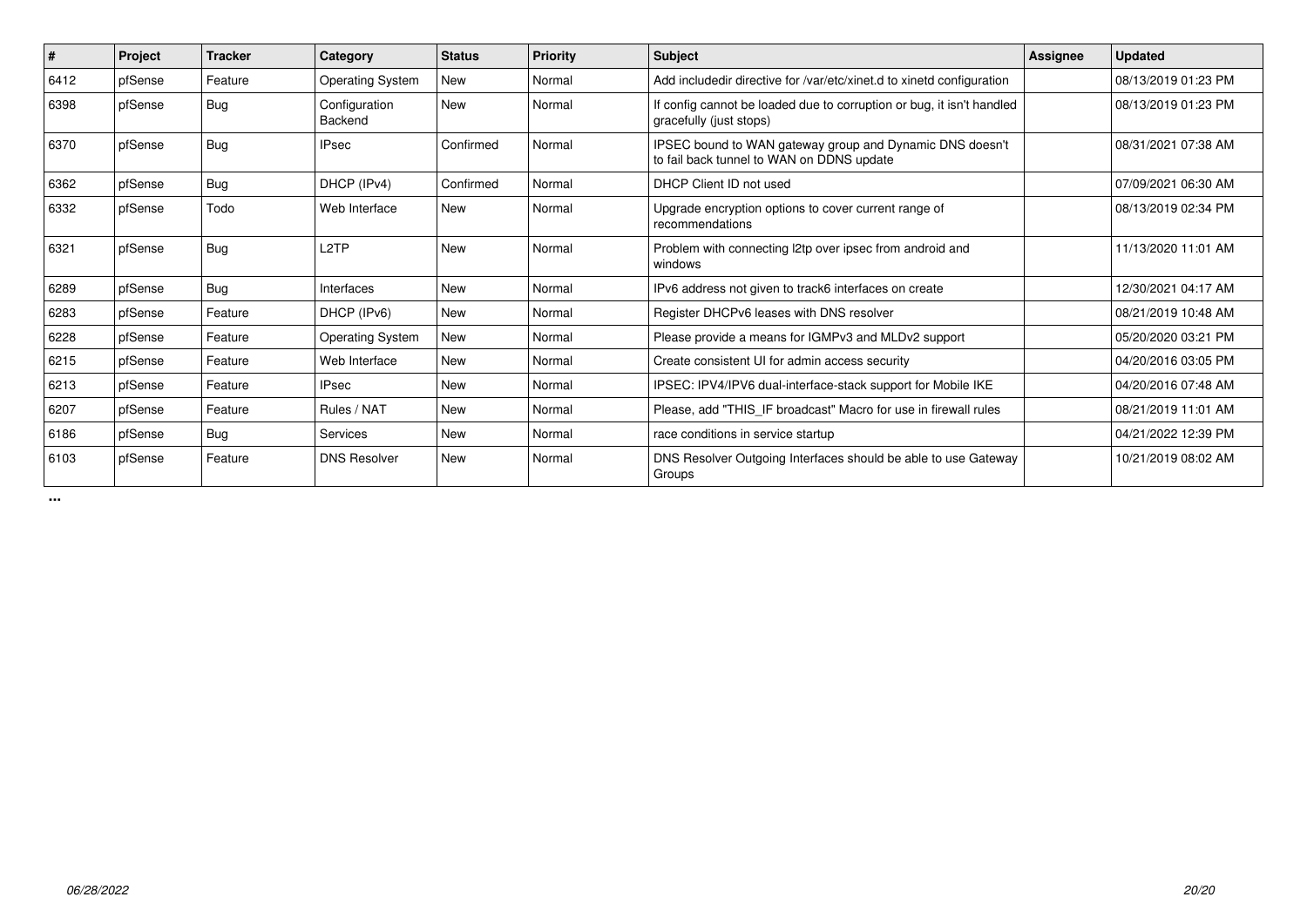| # | Project | Tracker | Category | Status | Priority | Subject | Assignee | Updated |
|---|---|---|---|---|---|---|---|---|
| 6412 | pfSense | Feature | Operating System | New | Normal | Add includedir directive for /var/etc/xinet.d to xinetd configuration | | 08/13/2019 01:23 PM |
| 6398 | pfSense | Bug | Configuration Backend | New | Normal | If config cannot be loaded due to corruption or bug, it isn't handled gracefully (just stops) | | 08/13/2019 01:23 PM |
| 6370 | pfSense | Bug | IPsec | Confirmed | Normal | IPSEC bound to WAN gateway group and Dynamic DNS doesn't to fail back tunnel to WAN on DDNS update | | 08/31/2021 07:38 AM |
| 6362 | pfSense | Bug | DHCP (IPv4) | Confirmed | Normal | DHCP Client ID not used | | 07/09/2021 06:30 AM |
| 6332 | pfSense | Todo | Web Interface | New | Normal | Upgrade encryption options to cover current range of recommendations | | 08/13/2019 02:34 PM |
| 6321 | pfSense | Bug | L2TP | New | Normal | Problem with connecting l2tp over ipsec from android and windows | | 11/13/2020 11:01 AM |
| 6289 | pfSense | Bug | Interfaces | New | Normal | IPv6 address not given to track6 interfaces on create | | 12/30/2021 04:17 AM |
| 6283 | pfSense | Feature | DHCP (IPv6) | New | Normal | Register DHCPv6 leases with DNS resolver | | 08/21/2019 10:48 AM |
| 6228 | pfSense | Feature | Operating System | New | Normal | Please provide a means for IGMPv3 and MLDv2 support | | 05/20/2020 03:21 PM |
| 6215 | pfSense | Feature | Web Interface | New | Normal | Create consistent UI for admin access security | | 04/20/2016 03:05 PM |
| 6213 | pfSense | Feature | IPsec | New | Normal | IPSEC: IPV4/IPV6 dual-interface-stack support for Mobile IKE | | 04/20/2016 07:48 AM |
| 6207 | pfSense | Feature | Rules / NAT | New | Normal | Please, add "THIS_IF broadcast" Macro for use in firewall rules | | 08/21/2019 11:01 AM |
| 6186 | pfSense | Bug | Services | New | Normal | race conditions in service startup | | 04/21/2022 12:39 PM |
| 6103 | pfSense | Feature | DNS Resolver | New | Normal | DNS Resolver Outgoing Interfaces should be able to use Gateway Groups | | 10/21/2019 08:02 AM |

...